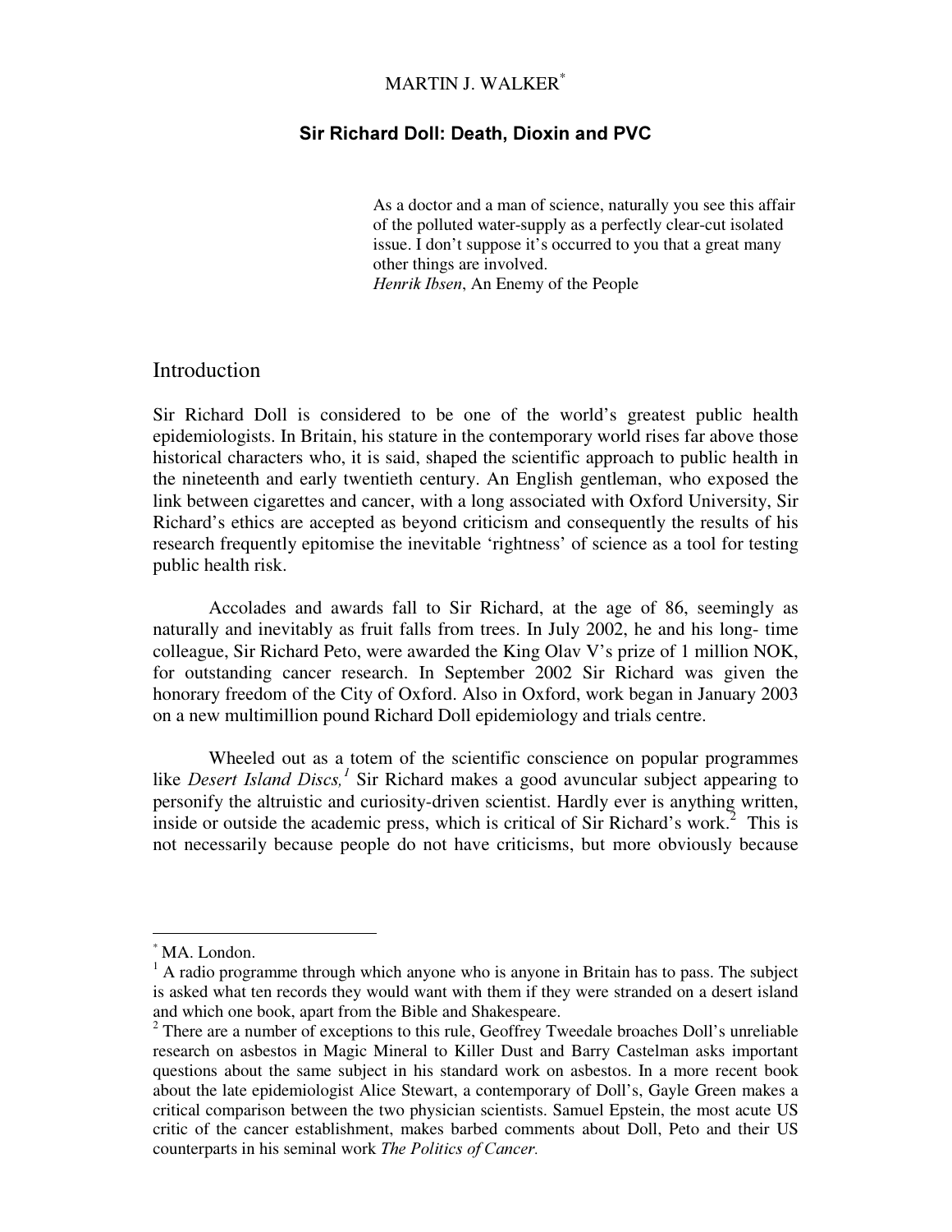MARTIN J. WALKER[*]

# Sir Richard Doll: Death, Dioxin and PVC

> As a doctor and a man of science, naturally you see this affair of the polluted water-supply as a perfectly clear-cut isolated issue. I don't suppose it's occurred to you that a great many other things are involved.
> *Henrik Ibsen*, An Enemy of the People

## Introduction

Sir Richard Doll is considered to be one of the world's greatest public health epidemiologists. In Britain, his stature in the contemporary world rises far above those historical characters who, it is said, shaped the scientific approach to public health in the nineteenth and early twentieth century. An English gentleman, who exposed the link between cigarettes and cancer, with a long associated with Oxford University, Sir Richard's ethics are accepted as beyond criticism and consequently the results of his research frequently epitomise the inevitable 'rightness' of science as a tool for testing public health risk.

Accolades and awards fall to Sir Richard, at the age of 86, seemingly as naturally and inevitably as fruit falls from trees. In July 2002, he and his long- time colleague, Sir Richard Peto, were awarded the King Olav V's prize of 1 million NOK, for outstanding cancer research. In September 2002 Sir Richard was given the honorary freedom of the City of Oxford. Also in Oxford, work began in January 2003 on a new multimillion pound Richard Doll epidemiology and trials centre.

Wheeled out as a totem of the scientific conscience on popular programmes like *Desert Island Discs,*[1] Sir Richard makes a good avuncular subject appearing to personify the altruistic and curiosity-driven scientist. Hardly ever is anything written, inside or outside the academic press, which is critical of Sir Richard's work.[2] This is not necessarily because people do not have criticisms, but more obviously because

---

[*] MA. London.

[1] A radio programme through which anyone who is anyone in Britain has to pass. The subject is asked what ten records they would want with them if they were stranded on a desert island and which one book, apart from the Bible and Shakespeare.

[2] There are a number of exceptions to this rule, Geoffrey Tweedale broaches Doll's unreliable research on asbestos in Magic Mineral to Killer Dust and Barry Castelman asks important questions about the same subject in his standard work on asbestos. In a more recent book about the late epidemiologist Alice Stewart, a contemporary of Doll's, Gayle Green makes a critical comparison between the two physician scientists. Samuel Epstein, the most acute US critic of the cancer establishment, makes barbed comments about Doll, Peto and their US counterparts in his seminal work *The Politics of Cancer.*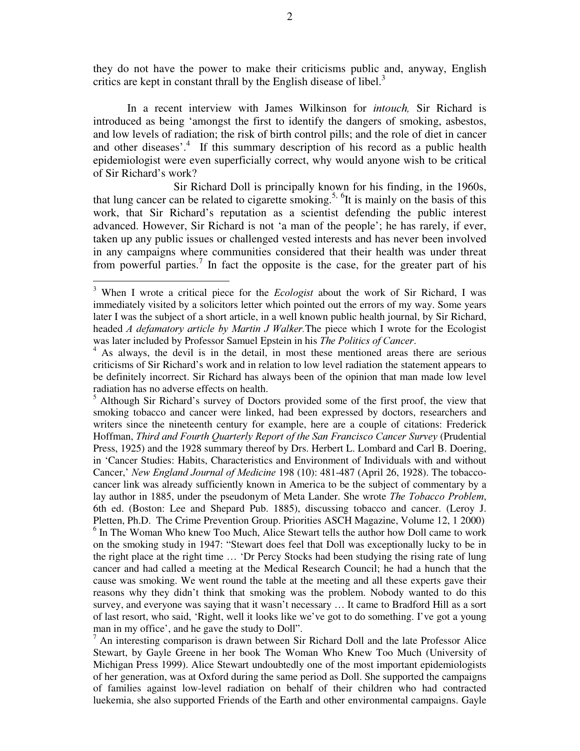they do not have the power to make their criticisms public and, anyway, English critics are kept in constant thrall by the English disease of libel.[3]

In a recent interview with James Wilkinson for *intouch,* Sir Richard is introduced as being 'amongst the first to identify the dangers of smoking, asbestos, and low levels of radiation; the risk of birth control pills; and the role of diet in cancer and other diseases'.[4] If this summary description of his record as a public health epidemiologist were even superficially correct, why would anyone wish to be critical of Sir Richard's work?

Sir Richard Doll is principally known for his finding, in the 1960s, that lung cancer can be related to cigarette smoking.[5, 6]It is mainly on the basis of this work, that Sir Richard's reputation as a scientist defending the public interest advanced. However, Sir Richard is not 'a man of the people'; he has rarely, if ever, taken up any public issues or challenged vested interests and has never been involved in any campaigns where communities considered that their health was under threat from powerful parties.[7] In fact the opposite is the case, for the greater part of his

---

[3] When I wrote a critical piece for the *Ecologist* about the work of Sir Richard, I was immediately visited by a solicitors letter which pointed out the errors of my way. Some years later I was the subject of a short article, in a well known public health journal, by Sir Richard, headed *A defamatory article by Martin J Walker.*The piece which I wrote for the Ecologist was later included by Professor Samuel Epstein in his *The Politics of Cancer*.

[4] As always, the devil is in the detail, in most these mentioned areas there are serious criticisms of Sir Richard's work and in relation to low level radiation the statement appears to be definitely incorrect. Sir Richard has always been of the opinion that man made low level radiation has no adverse effects on health.

[5] Although Sir Richard's survey of Doctors provided some of the first proof, the view that smoking tobacco and cancer were linked, had been expressed by doctors, researchers and writers since the nineteenth century for example, here are a couple of citations: Frederick Hoffman, *Third and Fourth Quarterly Report of the San Francisco Cancer Survey* (Prudential Press, 1925) and the 1928 summary thereof by Drs. Herbert L. Lombard and Carl B. Doering, in 'Cancer Studies: Habits, Characteristics and Environment of Individuals with and without Cancer,' *New England Journal of Medicine* 198 (10): 481-487 (April 26, 1928). The tobacco-cancer link was already sufficiently known in America to be the subject of commentary by a lay author in 1885, under the pseudonym of Meta Lander. She wrote *The Tobacco Problem*, 6th ed. (Boston: Lee and Shepard Pub. 1885), discussing tobacco and cancer. (Leroy J. Pletten, Ph.D. The Crime Prevention Group. Priorities ASCH Magazine, Volume 12, 1 2000)

[6] In The Woman Who knew Too Much, Alice Stewart tells the author how Doll came to work on the smoking study in 1947: "Stewart does feel that Doll was exceptionally lucky to be in the right place at the right time … 'Dr Percy Stocks had been studying the rising rate of lung cancer and had called a meeting at the Medical Research Council; he had a hunch that the cause was smoking. We went round the table at the meeting and all these experts gave their reasons why they didn't think that smoking was the problem. Nobody wanted to do this survey, and everyone was saying that it wasn't necessary … It came to Bradford Hill as a sort of last resort, who said, 'Right, well it looks like we've got to do something. I've got a young man in my office', and he gave the study to Doll".

[7] An interesting comparison is drawn between Sir Richard Doll and the late Professor Alice Stewart, by Gayle Greene in her book The Woman Who Knew Too Much (University of Michigan Press 1999). Alice Stewart undoubtedly one of the most important epidemiologists of her generation, was at Oxford during the same period as Doll. She supported the campaigns of families against low-level radiation on behalf of their children who had contracted luekemia, she also supported Friends of the Earth and other environmental campaigns. Gayle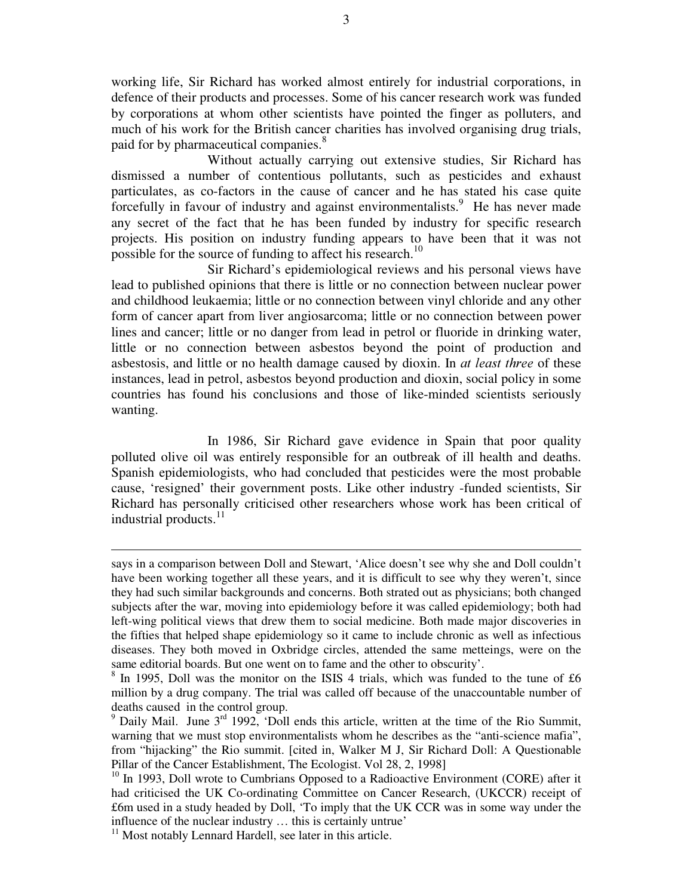working life, Sir Richard has worked almost entirely for industrial corporations, in defence of their products and processes. Some of his cancer research work was funded by corporations at whom other scientists have pointed the finger as polluters, and much of his work for the British cancer charities has involved organising drug trials, paid for by pharmaceutical companies.[8]

Without actually carrying out extensive studies, Sir Richard has dismissed a number of contentious pollutants, such as pesticides and exhaust particulates, as co-factors in the cause of cancer and he has stated his case quite forcefully in favour of industry and against environmentalists.[9] He has never made any secret of the fact that he has been funded by industry for specific research projects. His position on industry funding appears to have been that it was not possible for the source of funding to affect his research.[10]

Sir Richard's epidemiological reviews and his personal views have lead to published opinions that there is little or no connection between nuclear power and childhood leukaemia; little or no connection between vinyl chloride and any other form of cancer apart from liver angiosarcoma; little or no connection between power lines and cancer; little or no danger from lead in petrol or fluoride in drinking water, little or no connection between asbestos beyond the point of production and asbestosis, and little or no health damage caused by dioxin. In *at least three* of these instances, lead in petrol, asbestos beyond production and dioxin, social policy in some countries has found his conclusions and those of like-minded scientists seriously wanting.

In 1986, Sir Richard gave evidence in Spain that poor quality polluted olive oil was entirely responsible for an outbreak of ill health and deaths. Spanish epidemiologists, who had concluded that pesticides were the most probable cause, 'resigned' their government posts. Like other industry -funded scientists, Sir Richard has personally criticised other researchers whose work has been critical of industrial products.[11]

---

says in a comparison between Doll and Stewart, 'Alice doesn't see why she and Doll couldn't have been working together all these years, and it is difficult to see why they weren't, since they had such similar backgrounds and concerns. Both strated out as physicians; both changed subjects after the war, moving into epidemiology before it was called epidemiology; both had left-wing political views that drew them to social medicine. Both made major discoveries in the fifties that helped shape epidemiology so it came to include chronic as well as infectious diseases. They both moved in Oxbridge circles, attended the same metteings, were on the same editorial boards. But one went on to fame and the other to obscurity'.

[8] In 1995, Doll was the monitor on the ISIS 4 trials, which was funded to the tune of £6 million by a drug company. The trial was called off because of the unaccountable number of deaths caused in the control group.

[9] Daily Mail. June 3rd 1992, 'Doll ends this article, written at the time of the Rio Summit, warning that we must stop environmentalists whom he describes as the "anti-science mafia", from "hijacking" the Rio summit. [cited in, Walker M J, Sir Richard Doll: A Questionable Pillar of the Cancer Establishment, The Ecologist. Vol 28, 2, 1998]

[10] In 1993, Doll wrote to Cumbrians Opposed to a Radioactive Environment (CORE) after it had criticised the UK Co-ordinating Committee on Cancer Research, (UKCCR) receipt of £6m used in a study headed by Doll, 'To imply that the UK CCR was in some way under the influence of the nuclear industry … this is certainly untrue'

[11] Most notably Lennard Hardell, see later in this article.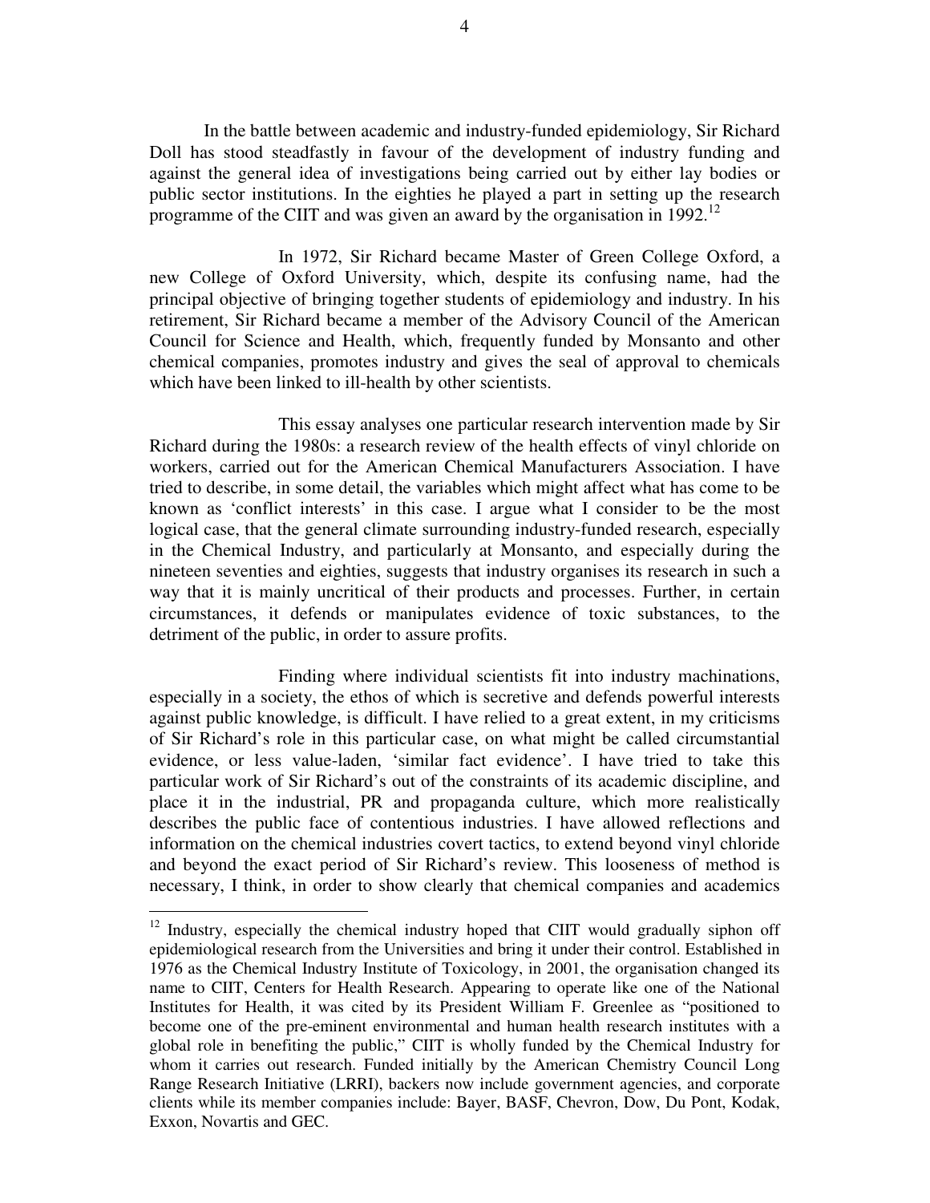In the battle between academic and industry-funded epidemiology, Sir Richard Doll has stood steadfastly in favour of the development of industry funding and against the general idea of investigations being carried out by either lay bodies or public sector institutions. In the eighties he played a part in setting up the research programme of the CIIT and was given an award by the organisation in 1992.[12]

In 1972, Sir Richard became Master of Green College Oxford, a new College of Oxford University, which, despite its confusing name, had the principal objective of bringing together students of epidemiology and industry. In his retirement, Sir Richard became a member of the Advisory Council of the American Council for Science and Health, which, frequently funded by Monsanto and other chemical companies, promotes industry and gives the seal of approval to chemicals which have been linked to ill-health by other scientists.

This essay analyses one particular research intervention made by Sir Richard during the 1980s: a research review of the health effects of vinyl chloride on workers, carried out for the American Chemical Manufacturers Association. I have tried to describe, in some detail, the variables which might affect what has come to be known as 'conflict interests' in this case. I argue what I consider to be the most logical case, that the general climate surrounding industry-funded research, especially in the Chemical Industry, and particularly at Monsanto, and especially during the nineteen seventies and eighties, suggests that industry organises its research in such a way that it is mainly uncritical of their products and processes. Further, in certain circumstances, it defends or manipulates evidence of toxic substances, to the detriment of the public, in order to assure profits.

Finding where individual scientists fit into industry machinations, especially in a society, the ethos of which is secretive and defends powerful interests against public knowledge, is difficult. I have relied to a great extent, in my criticisms of Sir Richard's role in this particular case, on what might be called circumstantial evidence, or less value-laden, 'similar fact evidence'. I have tried to take this particular work of Sir Richard's out of the constraints of its academic discipline, and place it in the industrial, PR and propaganda culture, which more realistically describes the public face of contentious industries. I have allowed reflections and information on the chemical industries covert tactics, to extend beyond vinyl chloride and beyond the exact period of Sir Richard's review. This looseness of method is necessary, I think, in order to show clearly that chemical companies and academics

---

[12] Industry, especially the chemical industry hoped that CIIT would gradually siphon off epidemiological research from the Universities and bring it under their control. Established in 1976 as the Chemical Industry Institute of Toxicology, in 2001, the organisation changed its name to CIIT, Centers for Health Research. Appearing to operate like one of the National Institutes for Health, it was cited by its President William F. Greenlee as "positioned to become one of the pre-eminent environmental and human health research institutes with a global role in benefiting the public," CIIT is wholly funded by the Chemical Industry for whom it carries out research. Funded initially by the American Chemistry Council Long Range Research Initiative (LRRI), backers now include government agencies, and corporate clients while its member companies include: Bayer, BASF, Chevron, Dow, Du Pont, Kodak, Exxon, Novartis and GEC.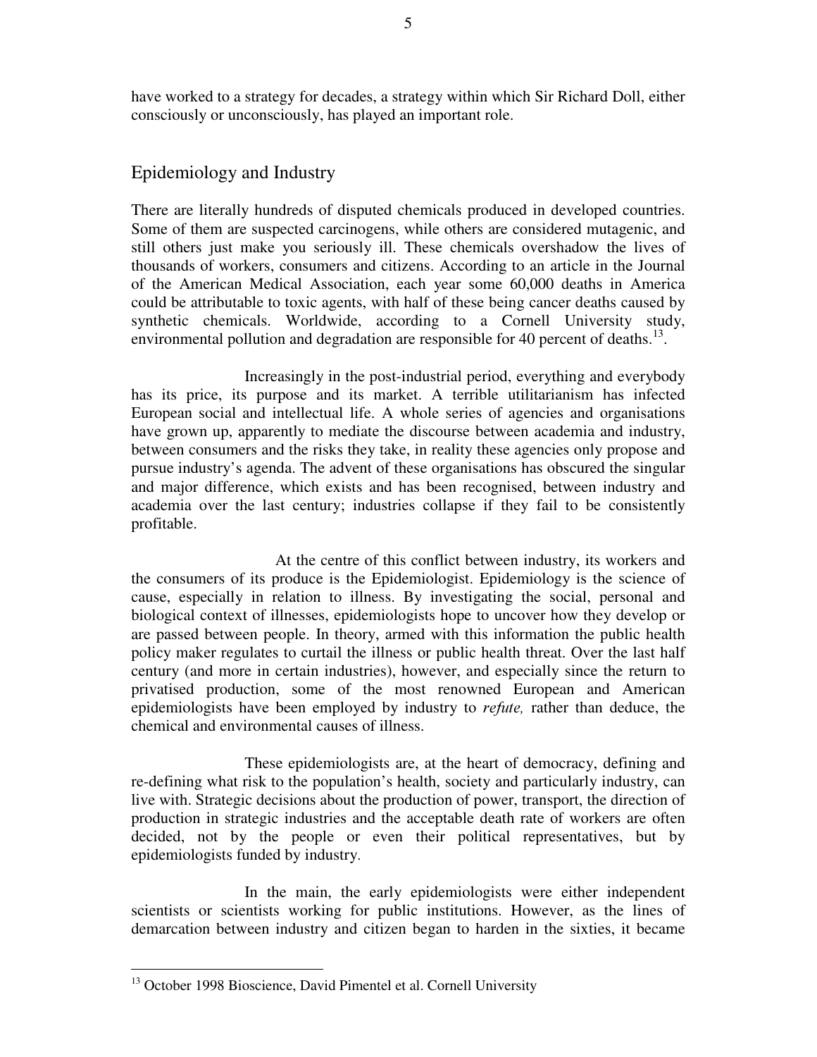have worked to a strategy for decades, a strategy within which Sir Richard Doll, either consciously or unconsciously, has played an important role.

## Epidemiology and Industry

There are literally hundreds of disputed chemicals produced in developed countries. Some of them are suspected carcinogens, while others are considered mutagenic, and still others just make you seriously ill. These chemicals overshadow the lives of thousands of workers, consumers and citizens. According to an article in the Journal of the American Medical Association, each year some 60,000 deaths in America could be attributable to toxic agents, with half of these being cancer deaths caused by synthetic chemicals. Worldwide, according to a Cornell University study, environmental pollution and degradation are responsible for 40 percent of deaths.[13].

Increasingly in the post-industrial period, everything and everybody has its price, its purpose and its market. A terrible utilitarianism has infected European social and intellectual life. A whole series of agencies and organisations have grown up, apparently to mediate the discourse between academia and industry, between consumers and the risks they take, in reality these agencies only propose and pursue industry's agenda. The advent of these organisations has obscured the singular and major difference, which exists and has been recognised, between industry and academia over the last century; industries collapse if they fail to be consistently profitable.

At the centre of this conflict between industry, its workers and the consumers of its produce is the Epidemiologist. Epidemiology is the science of cause, especially in relation to illness. By investigating the social, personal and biological context of illnesses, epidemiologists hope to uncover how they develop or are passed between people. In theory, armed with this information the public health policy maker regulates to curtail the illness or public health threat. Over the last half century (and more in certain industries), however, and especially since the return to privatised production, some of the most renowned European and American epidemiologists have been employed by industry to *refute,* rather than deduce, the chemical and environmental causes of illness.

These epidemiologists are, at the heart of democracy, defining and re-defining what risk to the population's health, society and particularly industry, can live with. Strategic decisions about the production of power, transport, the direction of production in strategic industries and the acceptable death rate of workers are often decided, not by the people or even their political representatives, but by epidemiologists funded by industry.

In the main, the early epidemiologists were either independent scientists or scientists working for public institutions. However, as the lines of demarcation between industry and citizen began to harden in the sixties, it became

[13] October 1998 Bioscience, David Pimentel et al. Cornell University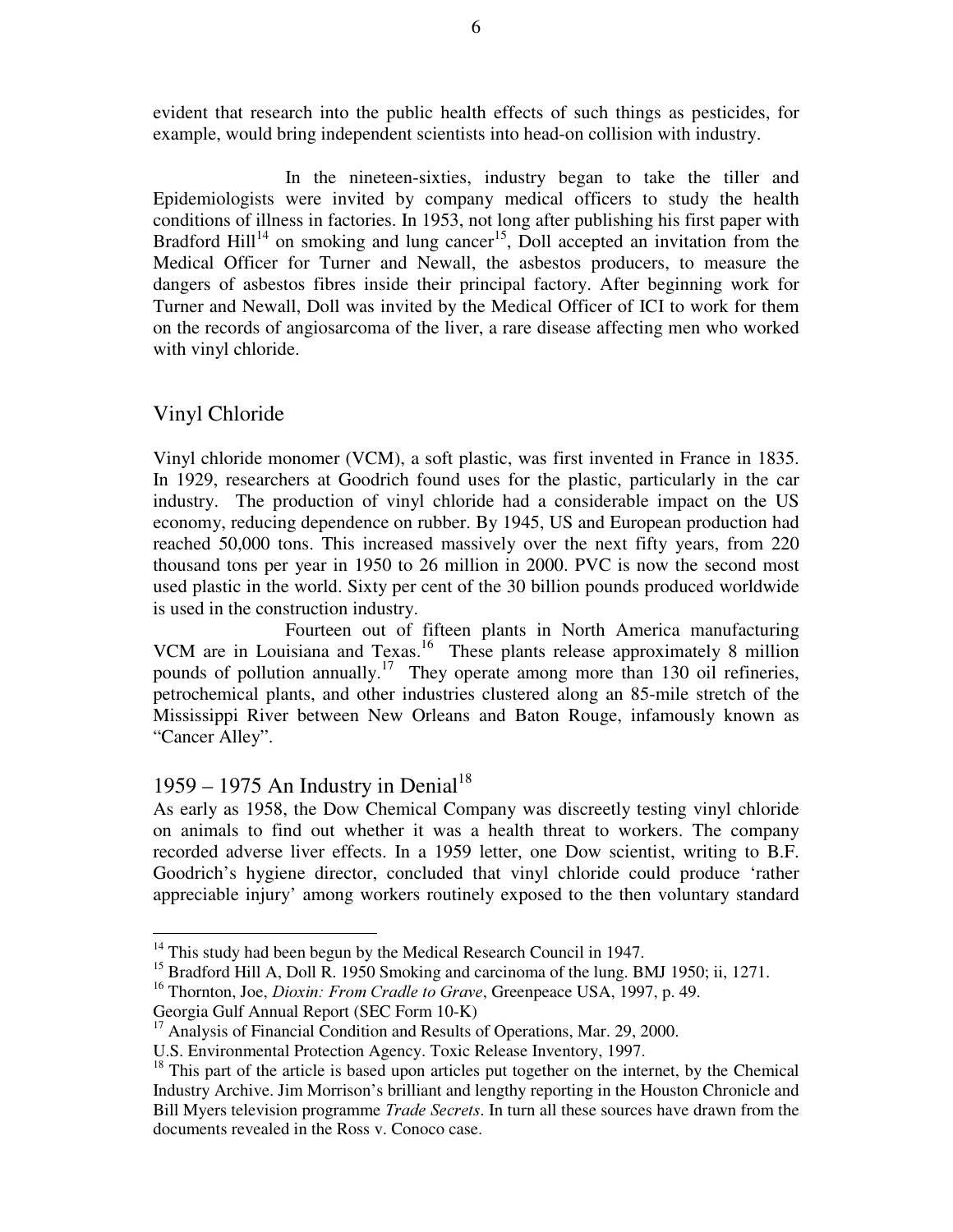evident that research into the public health effects of such things as pesticides, for example, would bring independent scientists into head-on collision with industry.

In the nineteen-sixties, industry began to take the tiller and Epidemiologists were invited by company medical officers to study the health conditions of illness in factories. In 1953, not long after publishing his first paper with Bradford Hill[14] on smoking and lung cancer[15], Doll accepted an invitation from the Medical Officer for Turner and Newall, the asbestos producers, to measure the dangers of asbestos fibres inside their principal factory. After beginning work for Turner and Newall, Doll was invited by the Medical Officer of ICI to work for them on the records of angiosarcoma of the liver, a rare disease affecting men who worked with vinyl chloride.

## Vinyl Chloride

Vinyl chloride monomer (VCM), a soft plastic, was first invented in France in 1835. In 1929, researchers at Goodrich found uses for the plastic, particularly in the car industry. The production of vinyl chloride had a considerable impact on the US economy, reducing dependence on rubber. By 1945, US and European production had reached 50,000 tons. This increased massively over the next fifty years, from 220 thousand tons per year in 1950 to 26 million in 2000. PVC is now the second most used plastic in the world. Sixty per cent of the 30 billion pounds produced worldwide is used in the construction industry.

Fourteen out of fifteen plants in North America manufacturing VCM are in Louisiana and Texas.[16] These plants release approximately 8 million pounds of pollution annually.[17] They operate among more than 130 oil refineries, petrochemical plants, and other industries clustered along an 85-mile stretch of the Mississippi River between New Orleans and Baton Rouge, infamously known as "Cancer Alley".

## 1959 – 1975 An Industry in Denial[18]

As early as 1958, the Dow Chemical Company was discreetly testing vinyl chloride on animals to find out whether it was a health threat to workers. The company recorded adverse liver effects. In a 1959 letter, one Dow scientist, writing to B.F. Goodrich's hygiene director, concluded that vinyl chloride could produce 'rather appreciable injury' among workers routinely exposed to the then voluntary standard

---

[14] This study had been begun by the Medical Research Council in 1947.

[15] Bradford Hill A, Doll R. 1950 Smoking and carcinoma of the lung. BMJ 1950; ii, 1271.

[16] Thornton, Joe, *Dioxin: From Cradle to Grave*, Greenpeace USA, 1997, p. 49. Georgia Gulf Annual Report (SEC Form 10-K)

[17] Analysis of Financial Condition and Results of Operations, Mar. 29, 2000. U.S. Environmental Protection Agency. Toxic Release Inventory, 1997.

[18] This part of the article is based upon articles put together on the internet, by the Chemical Industry Archive. Jim Morrison's brilliant and lengthy reporting in the Houston Chronicle and Bill Myers television programme *Trade Secrets*. In turn all these sources have drawn from the documents revealed in the Ross v. Conoco case.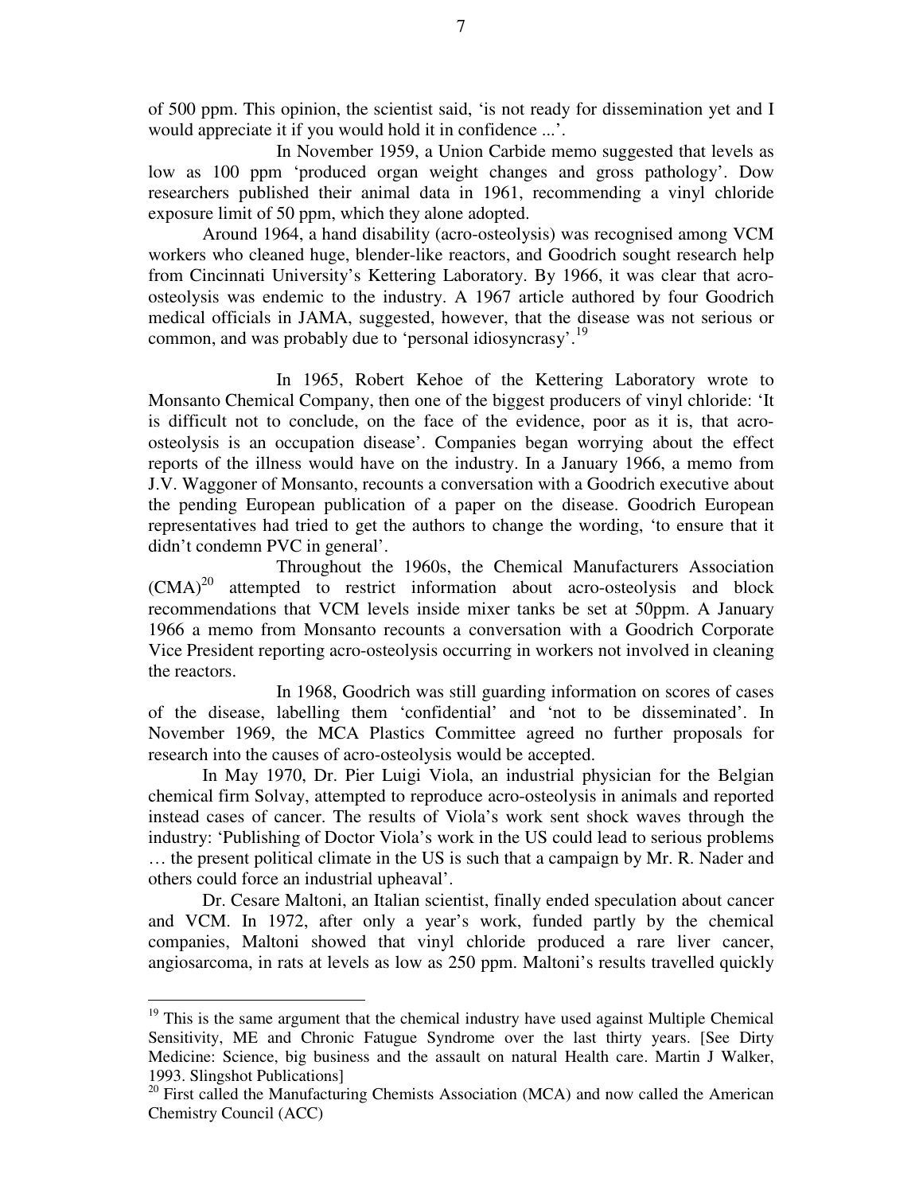of 500 ppm. This opinion, the scientist said, 'is not ready for dissemination yet and I would appreciate it if you would hold it in confidence ...'.

In November 1959, a Union Carbide memo suggested that levels as low as 100 ppm 'produced organ weight changes and gross pathology'. Dow researchers published their animal data in 1961, recommending a vinyl chloride exposure limit of 50 ppm, which they alone adopted.

Around 1964, a hand disability (acro-osteolysis) was recognised among VCM workers who cleaned huge, blender-like reactors, and Goodrich sought research help from Cincinnati University's Kettering Laboratory. By 1966, it was clear that acro-osteolysis was endemic to the industry. A 1967 article authored by four Goodrich medical officials in JAMA, suggested, however, that the disease was not serious or common, and was probably due to 'personal idiosyncrasy'.[19]

In 1965, Robert Kehoe of the Kettering Laboratory wrote to Monsanto Chemical Company, then one of the biggest producers of vinyl chloride: 'It is difficult not to conclude, on the face of the evidence, poor as it is, that acro-osteolysis is an occupation disease'. Companies began worrying about the effect reports of the illness would have on the industry. In a January 1966, a memo from J.V. Waggoner of Monsanto, recounts a conversation with a Goodrich executive about the pending European publication of a paper on the disease. Goodrich European representatives had tried to get the authors to change the wording, 'to ensure that it didn't condemn PVC in general'.

Throughout the 1960s, the Chemical Manufacturers Association (CMA)[20] attempted to restrict information about acro-osteolysis and block recommendations that VCM levels inside mixer tanks be set at 50ppm. A January 1966 a memo from Monsanto recounts a conversation with a Goodrich Corporate Vice President reporting acro-osteolysis occurring in workers not involved in cleaning the reactors.

In 1968, Goodrich was still guarding information on scores of cases of the disease, labelling them 'confidential' and 'not to be disseminated'. In November 1969, the MCA Plastics Committee agreed no further proposals for research into the causes of acro-osteolysis would be accepted.

In May 1970, Dr. Pier Luigi Viola, an industrial physician for the Belgian chemical firm Solvay, attempted to reproduce acro-osteolysis in animals and reported instead cases of cancer. The results of Viola's work sent shock waves through the industry: 'Publishing of Doctor Viola's work in the US could lead to serious problems … the present political climate in the US is such that a campaign by Mr. R. Nader and others could force an industrial upheaval'.

Dr. Cesare Maltoni, an Italian scientist, finally ended speculation about cancer and VCM. In 1972, after only a year's work, funded partly by the chemical companies, Maltoni showed that vinyl chloride produced a rare liver cancer, angiosarcoma, in rats at levels as low as 250 ppm. Maltoni's results travelled quickly

---

[19] This is the same argument that the chemical industry have used against Multiple Chemical Sensitivity, ME and Chronic Fatugue Syndrome over the last thirty years. [See Dirty Medicine: Science, big business and the assault on natural Health care. Martin J Walker, 1993. Slingshot Publications]

[20] First called the Manufacturing Chemists Association (MCA) and now called the American Chemistry Council (ACC)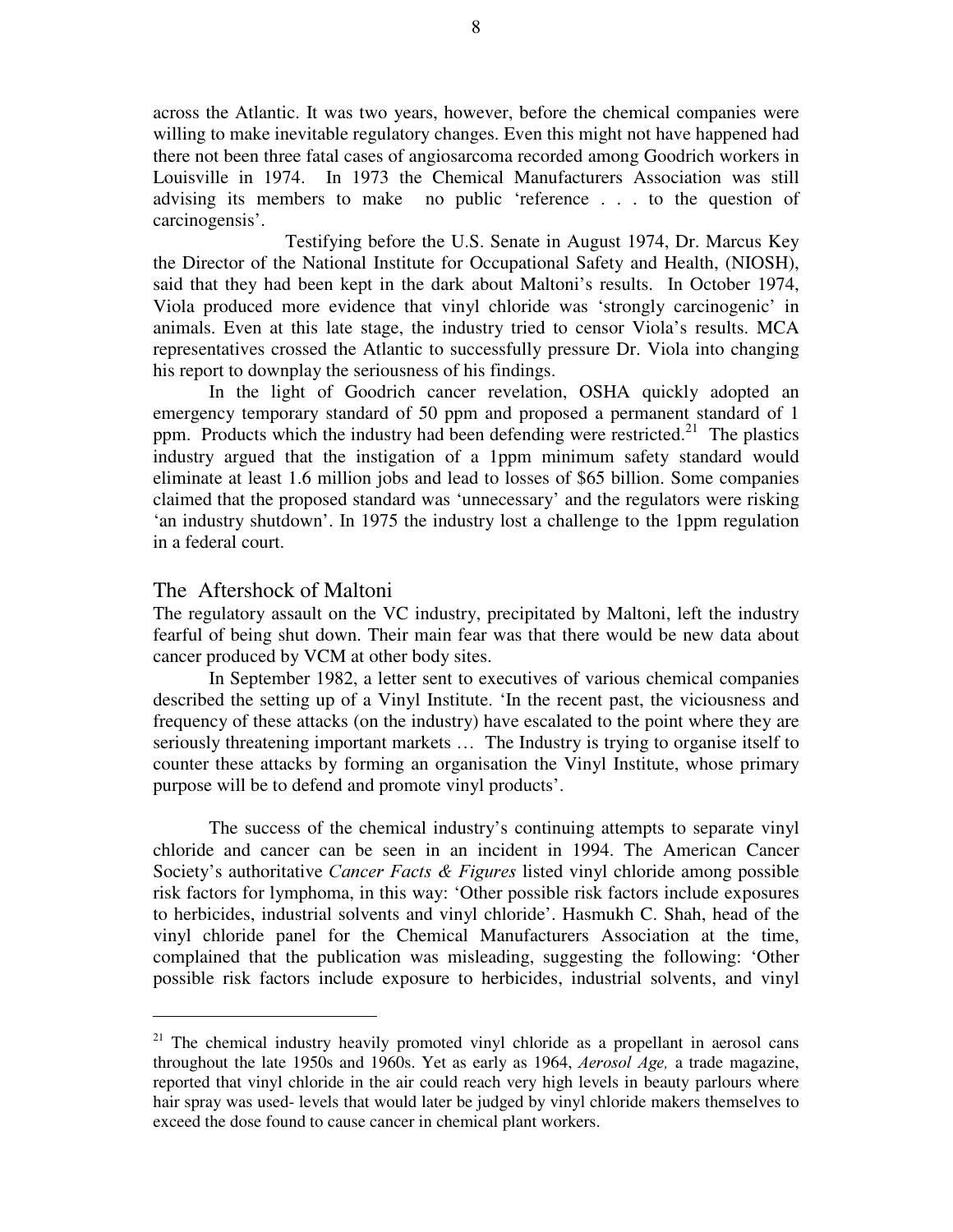across the Atlantic. It was two years, however, before the chemical companies were willing to make inevitable regulatory changes. Even this might not have happened had there not been three fatal cases of angiosarcoma recorded among Goodrich workers in Louisville in 1974. In 1973 the Chemical Manufacturers Association was still advising its members to make no public 'reference . . . to the question of carcinogensis'.

Testifying before the U.S. Senate in August 1974, Dr. Marcus Key the Director of the National Institute for Occupational Safety and Health, (NIOSH), said that they had been kept in the dark about Maltoni's results. In October 1974, Viola produced more evidence that vinyl chloride was 'strongly carcinogenic' in animals. Even at this late stage, the industry tried to censor Viola's results. MCA representatives crossed the Atlantic to successfully pressure Dr. Viola into changing his report to downplay the seriousness of his findings.

In the light of Goodrich cancer revelation, OSHA quickly adopted an emergency temporary standard of 50 ppm and proposed a permanent standard of 1 ppm. Products which the industry had been defending were restricted.[21] The plastics industry argued that the instigation of a 1ppm minimum safety standard would eliminate at least 1.6 million jobs and lead to losses of $65 billion. Some companies claimed that the proposed standard was 'unnecessary' and the regulators were risking 'an industry shutdown'. In 1975 the industry lost a challenge to the 1ppm regulation in a federal court.

## The Aftershock of Maltoni

The regulatory assault on the VC industry, precipitated by Maltoni, left the industry fearful of being shut down. Their main fear was that there would be new data about cancer produced by VCM at other body sites.

In September 1982, a letter sent to executives of various chemical companies described the setting up of a Vinyl Institute. 'In the recent past, the viciousness and frequency of these attacks (on the industry) have escalated to the point where they are seriously threatening important markets … The Industry is trying to organise itself to counter these attacks by forming an organisation the Vinyl Institute, whose primary purpose will be to defend and promote vinyl products'.

The success of the chemical industry's continuing attempts to separate vinyl chloride and cancer can be seen in an incident in 1994. The American Cancer Society's authoritative *Cancer Facts & Figures* listed vinyl chloride among possible risk factors for lymphoma, in this way: 'Other possible risk factors include exposures to herbicides, industrial solvents and vinyl chloride'. Hasmukh C. Shah, head of the vinyl chloride panel for the Chemical Manufacturers Association at the time, complained that the publication was misleading, suggesting the following: 'Other possible risk factors include exposure to herbicides, industrial solvents, and vinyl

---

[21] The chemical industry heavily promoted vinyl chloride as a propellant in aerosol cans throughout the late 1950s and 1960s. Yet as early as 1964, *Aerosol Age,* a trade magazine, reported that vinyl chloride in the air could reach very high levels in beauty parlours where hair spray was used- levels that would later be judged by vinyl chloride makers themselves to exceed the dose found to cause cancer in chemical plant workers.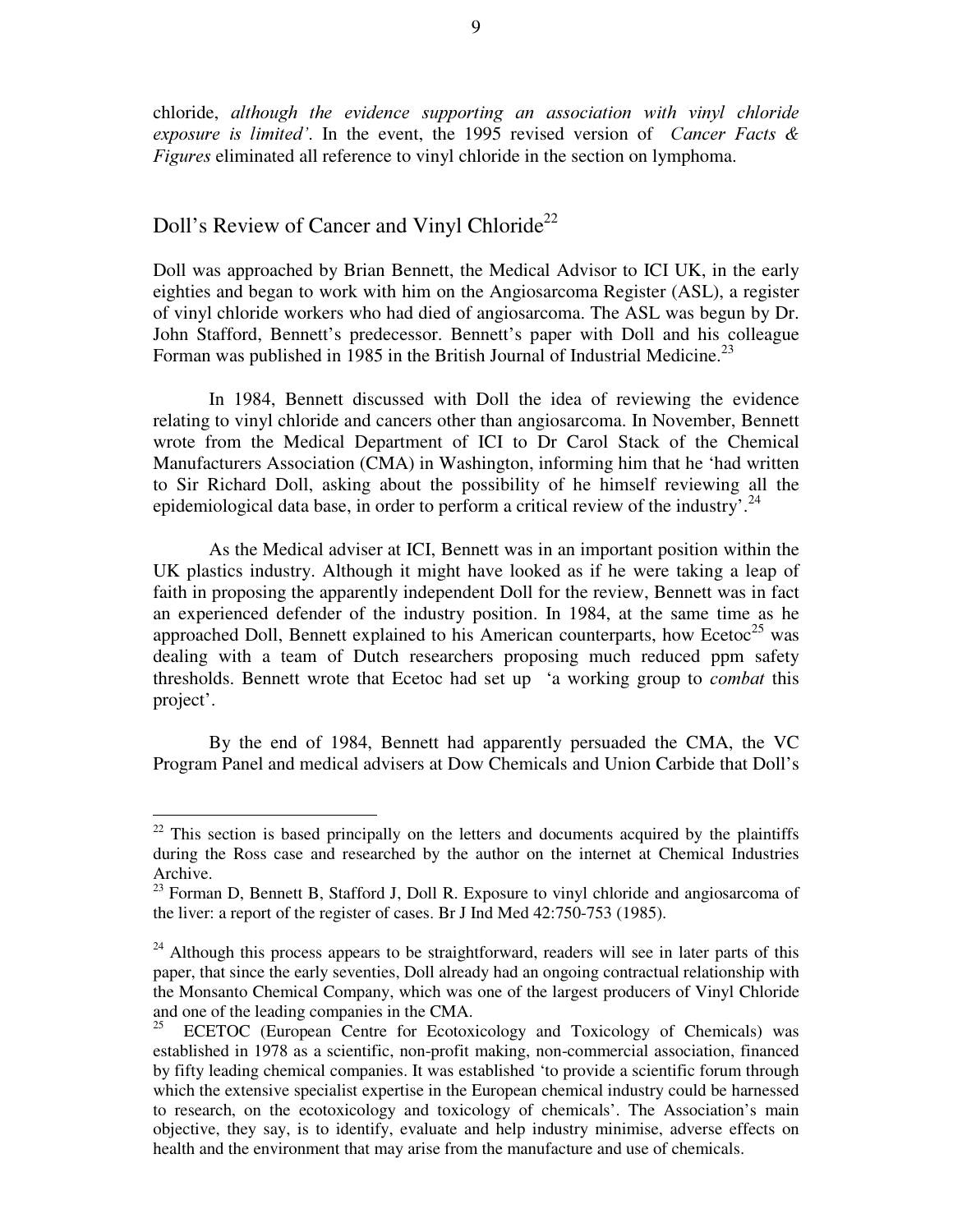chloride, *although the evidence supporting an association with vinyl chloride exposure is limited'*. In the event, the 1995 revised version of *Cancer Facts & Figures* eliminated all reference to vinyl chloride in the section on lymphoma.

## Doll's Review of Cancer and Vinyl Chloride[22]

Doll was approached by Brian Bennett, the Medical Advisor to ICI UK, in the early eighties and began to work with him on the Angiosarcoma Register (ASL), a register of vinyl chloride workers who had died of angiosarcoma. The ASL was begun by Dr. John Stafford, Bennett's predecessor. Bennett's paper with Doll and his colleague Forman was published in 1985 in the British Journal of Industrial Medicine.[23]

In 1984, Bennett discussed with Doll the idea of reviewing the evidence relating to vinyl chloride and cancers other than angiosarcoma. In November, Bennett wrote from the Medical Department of ICI to Dr Carol Stack of the Chemical Manufacturers Association (CMA) in Washington, informing him that he 'had written to Sir Richard Doll, asking about the possibility of he himself reviewing all the epidemiological data base, in order to perform a critical review of the industry'.[24]

As the Medical adviser at ICI, Bennett was in an important position within the UK plastics industry. Although it might have looked as if he were taking a leap of faith in proposing the apparently independent Doll for the review, Bennett was in fact an experienced defender of the industry position. In 1984, at the same time as he approached Doll, Bennett explained to his American counterparts, how Ecetoc[25] was dealing with a team of Dutch researchers proposing much reduced ppm safety thresholds. Bennett wrote that Ecetoc had set up 'a working group to *combat* this project'.

By the end of 1984, Bennett had apparently persuaded the CMA, the VC Program Panel and medical advisers at Dow Chemicals and Union Carbide that Doll's

---

[22] This section is based principally on the letters and documents acquired by the plaintiffs during the Ross case and researched by the author on the internet at Chemical Industries Archive.

[23] Forman D, Bennett B, Stafford J, Doll R. Exposure to vinyl chloride and angiosarcoma of the liver: a report of the register of cases. Br J Ind Med 42:750-753 (1985).

[24] Although this process appears to be straightforward, readers will see in later parts of this paper, that since the early seventies, Doll already had an ongoing contractual relationship with the Monsanto Chemical Company, which was one of the largest producers of Vinyl Chloride and one of the leading companies in the CMA.

[25] ECETOC (European Centre for Ecotoxicology and Toxicology of Chemicals) was established in 1978 as a scientific, non-profit making, non-commercial association, financed by fifty leading chemical companies. It was established 'to provide a scientific forum through which the extensive specialist expertise in the European chemical industry could be harnessed to research, on the ecotoxicology and toxicology of chemicals'. The Association's main objective, they say, is to identify, evaluate and help industry minimise, adverse effects on health and the environment that may arise from the manufacture and use of chemicals.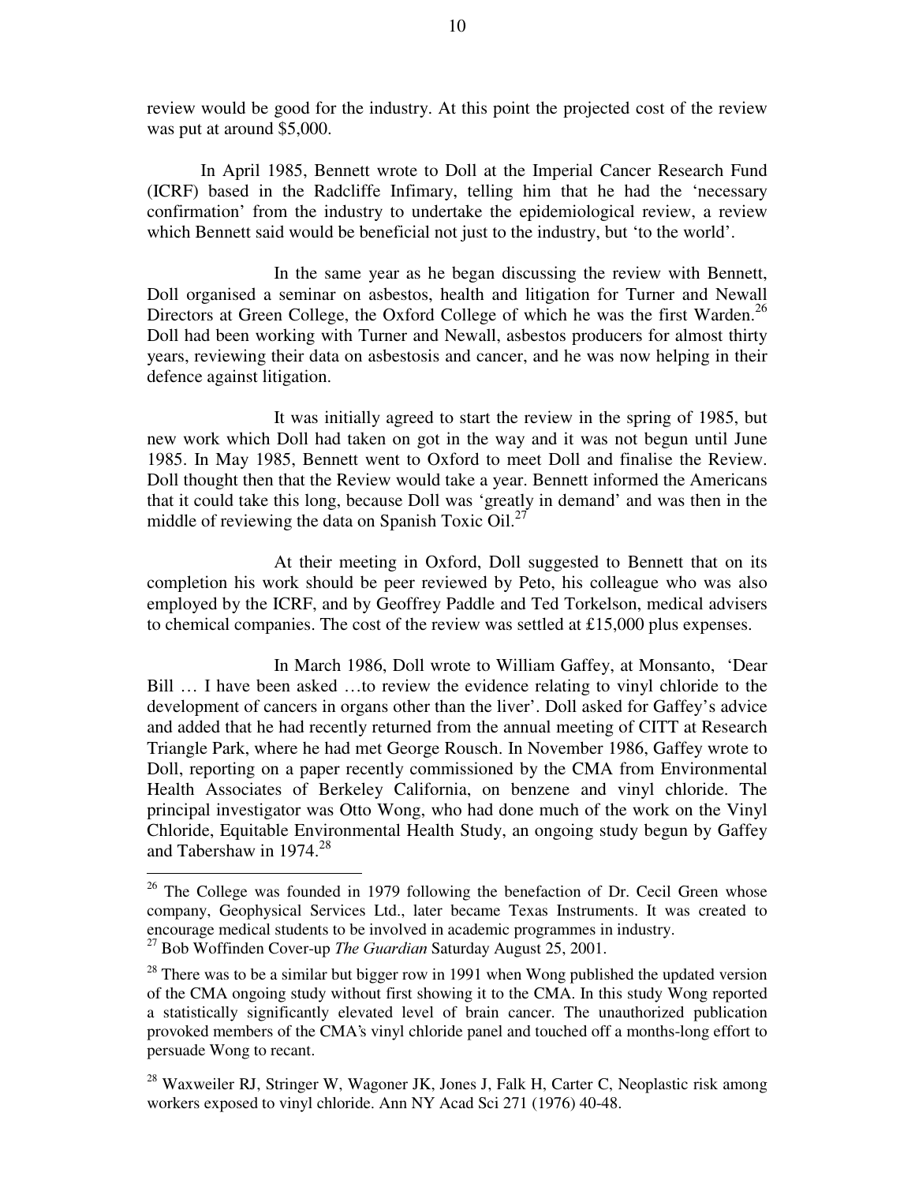review would be good for the industry. At this point the projected cost of the review was put at around $5,000.

In April 1985, Bennett wrote to Doll at the Imperial Cancer Research Fund (ICRF) based in the Radcliffe Infimary, telling him that he had the 'necessary confirmation' from the industry to undertake the epidemiological review, a review which Bennett said would be beneficial not just to the industry, but 'to the world'.

In the same year as he began discussing the review with Bennett, Doll organised a seminar on asbestos, health and litigation for Turner and Newall Directors at Green College, the Oxford College of which he was the first Warden.[26] Doll had been working with Turner and Newall, asbestos producers for almost thirty years, reviewing their data on asbestosis and cancer, and he was now helping in their defence against litigation.

It was initially agreed to start the review in the spring of 1985, but new work which Doll had taken on got in the way and it was not begun until June 1985. In May 1985, Bennett went to Oxford to meet Doll and finalise the Review. Doll thought then that the Review would take a year. Bennett informed the Americans that it could take this long, because Doll was 'greatly in demand' and was then in the middle of reviewing the data on Spanish Toxic Oil.[27]

At their meeting in Oxford, Doll suggested to Bennett that on its completion his work should be peer reviewed by Peto, his colleague who was also employed by the ICRF, and by Geoffrey Paddle and Ted Torkelson, medical advisers to chemical companies. The cost of the review was settled at £15,000 plus expenses.

In March 1986, Doll wrote to William Gaffey, at Monsanto, 'Dear Bill … I have been asked …to review the evidence relating to vinyl chloride to the development of cancers in organs other than the liver'. Doll asked for Gaffey's advice and added that he had recently returned from the annual meeting of CITT at Research Triangle Park, where he had met George Rousch. In November 1986, Gaffey wrote to Doll, reporting on a paper recently commissioned by the CMA from Environmental Health Associates of Berkeley California, on benzene and vinyl chloride. The principal investigator was Otto Wong, who had done much of the work on the Vinyl Chloride, Equitable Environmental Health Study, an ongoing study begun by Gaffey and Tabershaw in 1974.[28]

---

[26] The College was founded in 1979 following the benefaction of Dr. Cecil Green whose company, Geophysical Services Ltd., later became Texas Instruments. It was created to encourage medical students to be involved in academic programmes in industry.

[27] Bob Woffinden Cover-up *The Guardian* Saturday August 25, 2001.

[28] There was to be a similar but bigger row in 1991 when Wong published the updated version of the CMA ongoing study without first showing it to the CMA. In this study Wong reported a statistically significantly elevated level of brain cancer. The unauthorized publication provoked members of the CMA's vinyl chloride panel and touched off a months-long effort to persuade Wong to recant.

[28] Waxweiler RJ, Stringer W, Wagoner JK, Jones J, Falk H, Carter C, Neoplastic risk among workers exposed to vinyl chloride. Ann NY Acad Sci 271 (1976) 40-48.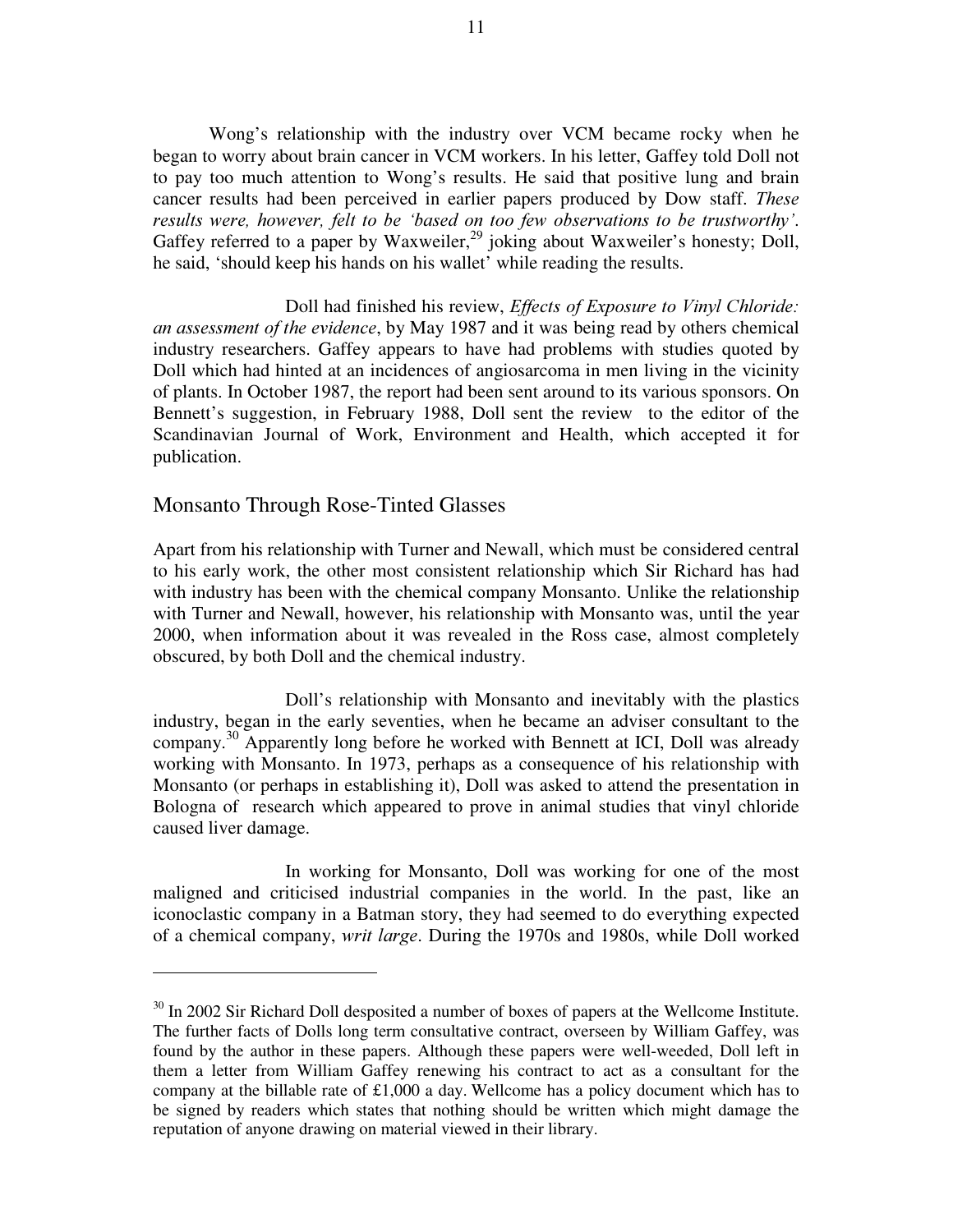Wong's relationship with the industry over VCM became rocky when he began to worry about brain cancer in VCM workers. In his letter, Gaffey told Doll not to pay too much attention to Wong's results. He said that positive lung and brain cancer results had been perceived in earlier papers produced by Dow staff. *These results were, however, felt to be 'based on too few observations to be trustworthy'.* Gaffey referred to a paper by Waxweiler,[29] joking about Waxweiler's honesty; Doll, he said, 'should keep his hands on his wallet' while reading the results.

Doll had finished his review, *Effects of Exposure to Vinyl Chloride: an assessment of the evidence*, by May 1987 and it was being read by others chemical industry researchers. Gaffey appears to have had problems with studies quoted by Doll which had hinted at an incidences of angiosarcoma in men living in the vicinity of plants. In October 1987, the report had been sent around to its various sponsors. On Bennett's suggestion, in February 1988, Doll sent the review to the editor of the Scandinavian Journal of Work, Environment and Health, which accepted it for publication.

## Monsanto Through Rose-Tinted Glasses

Apart from his relationship with Turner and Newall, which must be considered central to his early work, the other most consistent relationship which Sir Richard has had with industry has been with the chemical company Monsanto. Unlike the relationship with Turner and Newall, however, his relationship with Monsanto was, until the year 2000, when information about it was revealed in the Ross case, almost completely obscured, by both Doll and the chemical industry.

Doll's relationship with Monsanto and inevitably with the plastics industry, began in the early seventies, when he became an adviser consultant to the company.[30] Apparently long before he worked with Bennett at ICI, Doll was already working with Monsanto. In 1973, perhaps as a consequence of his relationship with Monsanto (or perhaps in establishing it), Doll was asked to attend the presentation in Bologna of research which appeared to prove in animal studies that vinyl chloride caused liver damage.

In working for Monsanto, Doll was working for one of the most maligned and criticised industrial companies in the world. In the past, like an iconoclastic company in a Batman story, they had seemed to do everything expected of a chemical company, *writ large*. During the 1970s and 1980s, while Doll worked

---

[30] In 2002 Sir Richard Doll desposited a number of boxes of papers at the Wellcome Institute. The further facts of Dolls long term consultative contract, overseen by William Gaffey, was found by the author in these papers. Although these papers were well-weeded, Doll left in them a letter from William Gaffey renewing his contract to act as a consultant for the company at the billable rate of £1,000 a day. Wellcome has a policy document which has to be signed by readers which states that nothing should be written which might damage the reputation of anyone drawing on material viewed in their library.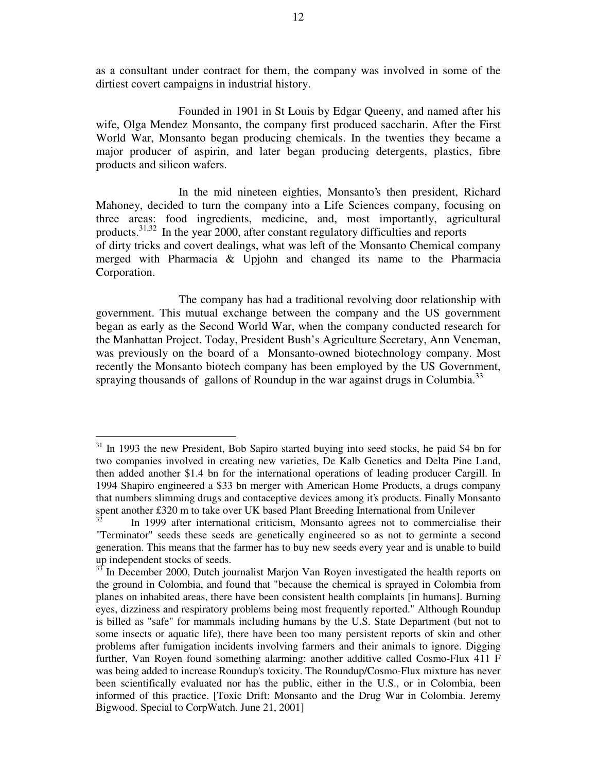as a consultant under contract for them, the company was involved in some of the dirtiest covert campaigns in industrial history.

Founded in 1901 in St Louis by Edgar Queeny, and named after his wife, Olga Mendez Monsanto, the company first produced saccharin. After the First World War, Monsanto began producing chemicals. In the twenties they became a major producer of aspirin, and later began producing detergents, plastics, fibre products and silicon wafers.

In the mid nineteen eighties, Monsanto's then president, Richard Mahoney, decided to turn the company into a Life Sciences company, focusing on three areas: food ingredients, medicine, and, most importantly, agricultural products.[31,32] In the year 2000, after constant regulatory difficulties and reports of dirty tricks and covert dealings, what was left of the Monsanto Chemical company merged with Pharmacia & Upjohn and changed its name to the Pharmacia Corporation.

The company has had a traditional revolving door relationship with government. This mutual exchange between the company and the US government began as early as the Second World War, when the company conducted research for the Manhattan Project. Today, President Bush's Agriculture Secretary, Ann Veneman, was previously on the board of a Monsanto-owned biotechnology company. Most recently the Monsanto biotech company has been employed by the US Government, spraying thousands of gallons of Roundup in the war against drugs in Columbia.[33]

---

[31] In 1993 the new President, Bob Sapiro started buying into seed stocks, he paid $4 bn for two companies involved in creating new varieties, De Kalb Genetics and Delta Pine Land, then added another $1.4 bn for the international operations of leading producer Cargill. In 1994 Shapiro engineered a $33 bn merger with American Home Products, a drugs company that numbers slimming drugs and contaceptive devices among it's products. Finally Monsanto spent another £320 m to take over UK based Plant Breeding International from Unilever

[32] In 1999 after international criticism, Monsanto agrees not to commercialise their "Terminator" seeds these seeds are genetically engineered so as not to germinte a second generation. This means that the farmer has to buy new seeds every year and is unable to build up independent stocks of seeds.

[33] In December 2000, Dutch journalist Marjon Van Royen investigated the health reports on the ground in Colombia, and found that "because the chemical is sprayed in Colombia from planes on inhabited areas, there have been consistent health complaints [in humans]. Burning eyes, dizziness and respiratory problems being most frequently reported." Although Roundup is billed as "safe" for mammals including humans by the U.S. State Department (but not to some insects or aquatic life), there have been too many persistent reports of skin and other problems after fumigation incidents involving farmers and their animals to ignore. Digging further, Van Royen found something alarming: another additive called Cosmo-Flux 411 F was being added to increase Roundup's toxicity. The Roundup/Cosmo-Flux mixture has never been scientifically evaluated nor has the public, either in the U.S., or in Colombia, been informed of this practice. [Toxic Drift: Monsanto and the Drug War in Colombia. Jeremy Bigwood. Special to CorpWatch. June 21, 2001]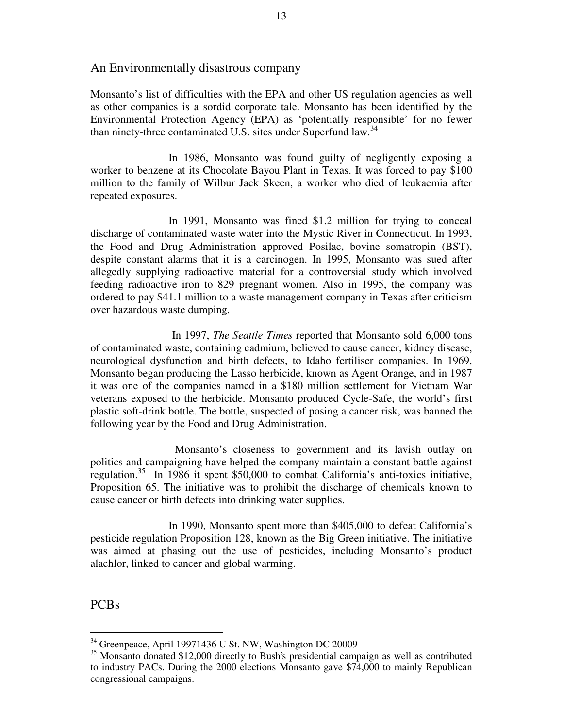## An Environmentally disastrous company

Monsanto's list of difficulties with the EPA and other US regulation agencies as well as other companies is a sordid corporate tale. Monsanto has been identified by the Environmental Protection Agency (EPA) as 'potentially responsible' for no fewer than ninety-three contaminated U.S. sites under Superfund law.[34]

In 1986, Monsanto was found guilty of negligently exposing a worker to benzene at its Chocolate Bayou Plant in Texas. It was forced to pay $100 million to the family of Wilbur Jack Skeen, a worker who died of leukaemia after repeated exposures.

In 1991, Monsanto was fined $1.2 million for trying to conceal discharge of contaminated waste water into the Mystic River in Connecticut. In 1993, the Food and Drug Administration approved Posilac, bovine somatropin (BST), despite constant alarms that it is a carcinogen. In 1995, Monsanto was sued after allegedly supplying radioactive material for a controversial study which involved feeding radioactive iron to 829 pregnant women. Also in 1995, the company was ordered to pay $41.1 million to a waste management company in Texas after criticism over hazardous waste dumping.

In 1997, *The Seattle Times* reported that Monsanto sold 6,000 tons of contaminated waste, containing cadmium, believed to cause cancer, kidney disease, neurological dysfunction and birth defects, to Idaho fertiliser companies. In 1969, Monsanto began producing the Lasso herbicide, known as Agent Orange, and in 1987 it was one of the companies named in a $180 million settlement for Vietnam War veterans exposed to the herbicide. Monsanto produced Cycle-Safe, the world's first plastic soft-drink bottle. The bottle, suspected of posing a cancer risk, was banned the following year by the Food and Drug Administration.

Monsanto's closeness to government and its lavish outlay on politics and campaigning have helped the company maintain a constant battle against regulation.[35] In 1986 it spent $50,000 to combat California's anti-toxics initiative, Proposition 65. The initiative was to prohibit the discharge of chemicals known to cause cancer or birth defects into drinking water supplies.

In 1990, Monsanto spent more than $405,000 to defeat California's pesticide regulation Proposition 128, known as the Big Green initiative. The initiative was aimed at phasing out the use of pesticides, including Monsanto's product alachlor, linked to cancer and global warming.

## PCBs

---

[34] Greenpeace, April 19971436 U St. NW, Washington DC 20009

[35] Monsanto donated $12,000 directly to Bush's presidential campaign as well as contributed to industry PACs. During the 2000 elections Monsanto gave $74,000 to mainly Republican congressional campaigns.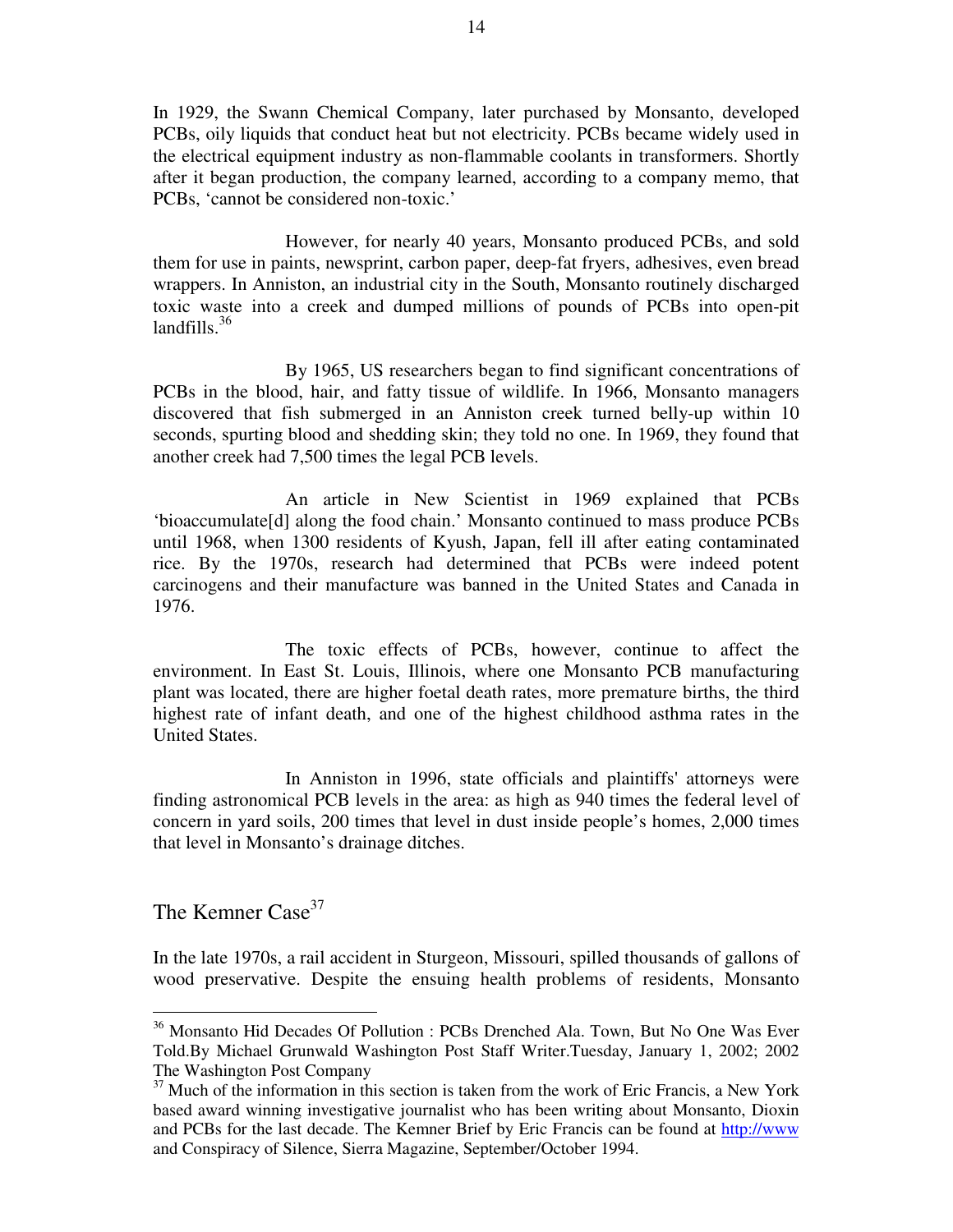In 1929, the Swann Chemical Company, later purchased by Monsanto, developed PCBs, oily liquids that conduct heat but not electricity. PCBs became widely used in the electrical equipment industry as non-flammable coolants in transformers. Shortly after it began production, the company learned, according to a company memo, that PCBs, 'cannot be considered non-toxic.'

However, for nearly 40 years, Monsanto produced PCBs, and sold them for use in paints, newsprint, carbon paper, deep-fat fryers, adhesives, even bread wrappers. In Anniston, an industrial city in the South, Monsanto routinely discharged toxic waste into a creek and dumped millions of pounds of PCBs into open-pit landfills.[36]

By 1965, US researchers began to find significant concentrations of PCBs in the blood, hair, and fatty tissue of wildlife. In 1966, Monsanto managers discovered that fish submerged in an Anniston creek turned belly-up within 10 seconds, spurting blood and shedding skin; they told no one. In 1969, they found that another creek had 7,500 times the legal PCB levels.

An article in New Scientist in 1969 explained that PCBs 'bioaccumulate[d] along the food chain.' Monsanto continued to mass produce PCBs until 1968, when 1300 residents of Kyush, Japan, fell ill after eating contaminated rice. By the 1970s, research had determined that PCBs were indeed potent carcinogens and their manufacture was banned in the United States and Canada in 1976.

The toxic effects of PCBs, however, continue to affect the environment. In East St. Louis, Illinois, where one Monsanto PCB manufacturing plant was located, there are higher foetal death rates, more premature births, the third highest rate of infant death, and one of the highest childhood asthma rates in the United States.

In Anniston in 1996, state officials and plaintiffs' attorneys were finding astronomical PCB levels in the area: as high as 940 times the federal level of concern in yard soils, 200 times that level in dust inside people's homes, 2,000 times that level in Monsanto's drainage ditches.

## The Kemner Case[37]

In the late 1970s, a rail accident in Sturgeon, Missouri, spilled thousands of gallons of wood preservative. Despite the ensuing health problems of residents, Monsanto

---

[36] Monsanto Hid Decades Of Pollution : PCBs Drenched Ala. Town, But No One Was Ever Told.By Michael Grunwald Washington Post Staff Writer.Tuesday, January 1, 2002; 2002 The Washington Post Company

[37] Much of the information in this section is taken from the work of Eric Francis, a New York based award winning investigative journalist who has been writing about Monsanto, Dioxin and PCBs for the last decade. The Kemner Brief by Eric Francis can be found at http://www and Conspiracy of Silence, Sierra Magazine, September/October 1994.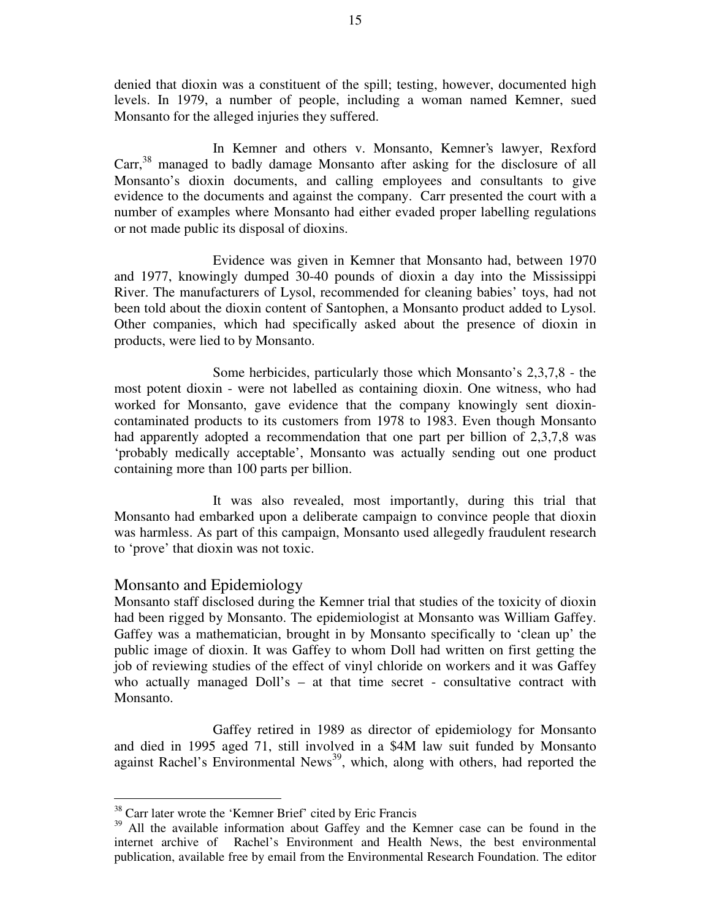denied that dioxin was a constituent of the spill; testing, however, documented high levels. In 1979, a number of people, including a woman named Kemner, sued Monsanto for the alleged injuries they suffered.

In Kemner and others v. Monsanto, Kemner's lawyer, Rexford Carr,[38] managed to badly damage Monsanto after asking for the disclosure of all Monsanto's dioxin documents, and calling employees and consultants to give evidence to the documents and against the company. Carr presented the court with a number of examples where Monsanto had either evaded proper labelling regulations or not made public its disposal of dioxins.

Evidence was given in Kemner that Monsanto had, between 1970 and 1977, knowingly dumped 30-40 pounds of dioxin a day into the Mississippi River. The manufacturers of Lysol, recommended for cleaning babies' toys, had not been told about the dioxin content of Santophen, a Monsanto product added to Lysol. Other companies, which had specifically asked about the presence of dioxin in products, were lied to by Monsanto.

Some herbicides, particularly those which Monsanto's 2,3,7,8 - the most potent dioxin - were not labelled as containing dioxin. One witness, who had worked for Monsanto, gave evidence that the company knowingly sent dioxin-contaminated products to its customers from 1978 to 1983. Even though Monsanto had apparently adopted a recommendation that one part per billion of 2,3,7,8 was 'probably medically acceptable', Monsanto was actually sending out one product containing more than 100 parts per billion.

It was also revealed, most importantly, during this trial that Monsanto had embarked upon a deliberate campaign to convince people that dioxin was harmless. As part of this campaign, Monsanto used allegedly fraudulent research to 'prove' that dioxin was not toxic.

## Monsanto and Epidemiology

Monsanto staff disclosed during the Kemner trial that studies of the toxicity of dioxin had been rigged by Monsanto. The epidemiologist at Monsanto was William Gaffey. Gaffey was a mathematician, brought in by Monsanto specifically to 'clean up' the public image of dioxin. It was Gaffey to whom Doll had written on first getting the job of reviewing studies of the effect of vinyl chloride on workers and it was Gaffey who actually managed Doll's – at that time secret - consultative contract with Monsanto.

Gaffey retired in 1989 as director of epidemiology for Monsanto and died in 1995 aged 71, still involved in a $4M law suit funded by Monsanto against Rachel's Environmental News[39], which, along with others, had reported the

---

[38] Carr later wrote the 'Kemner Brief' cited by Eric Francis

[39] All the available information about Gaffey and the Kemner case can be found in the internet archive of Rachel's Environment and Health News, the best environmental publication, available free by email from the Environmental Research Foundation. The editor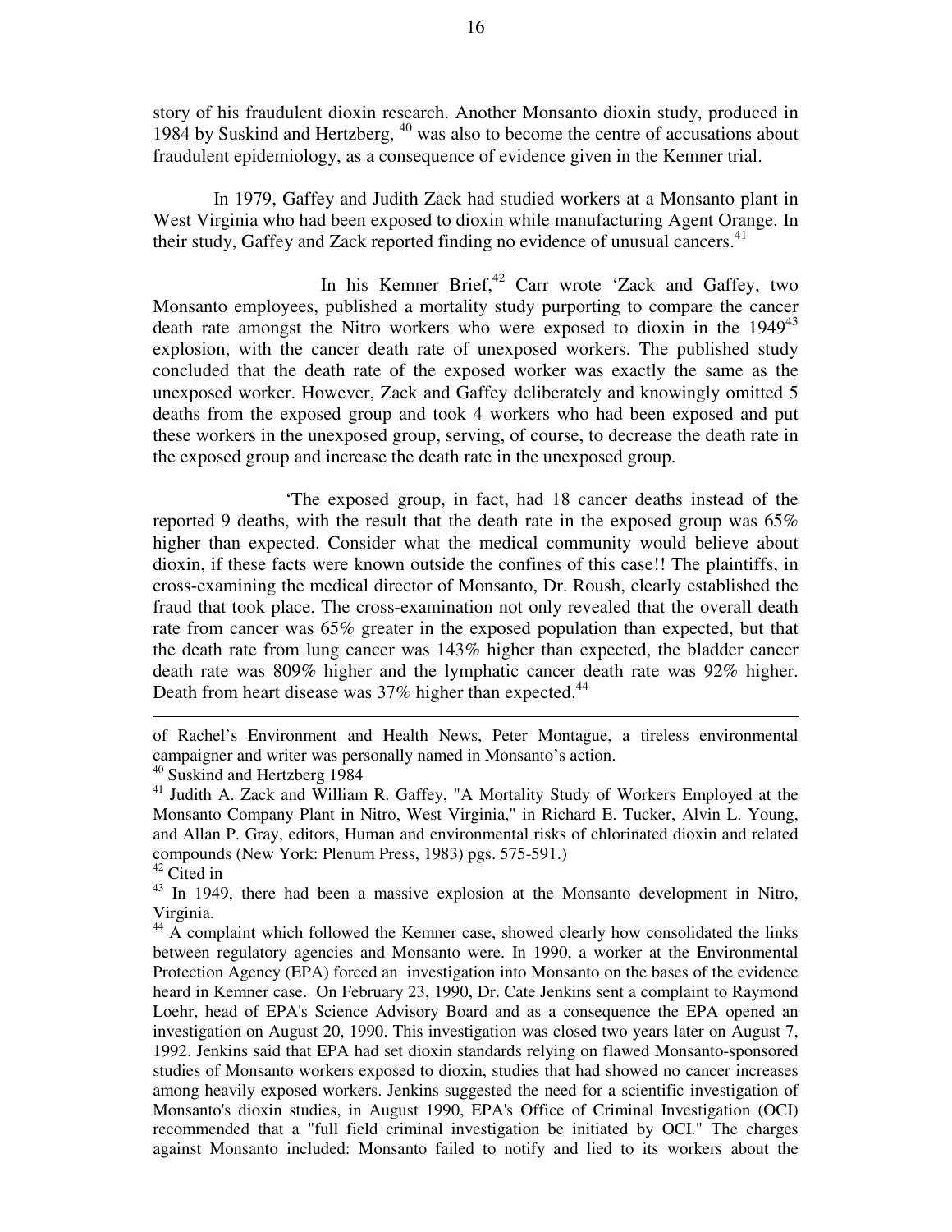story of his fraudulent dioxin research. Another Monsanto dioxin study, produced in 1984 by Suskind and Hertzberg, [40] was also to become the centre of accusations about fraudulent epidemiology, as a consequence of evidence given in the Kemner trial.

In 1979, Gaffey and Judith Zack had studied workers at a Monsanto plant in West Virginia who had been exposed to dioxin while manufacturing Agent Orange. In their study, Gaffey and Zack reported finding no evidence of unusual cancers.[41]

In his Kemner Brief,[42] Carr wrote 'Zack and Gaffey, two Monsanto employees, published a mortality study purporting to compare the cancer death rate amongst the Nitro workers who were exposed to dioxin in the 1949[43] explosion, with the cancer death rate of unexposed workers. The published study concluded that the death rate of the exposed worker was exactly the same as the unexposed worker. However, Zack and Gaffey deliberately and knowingly omitted 5 deaths from the exposed group and took 4 workers who had been exposed and put these workers in the unexposed group, serving, of course, to decrease the death rate in the exposed group and increase the death rate in the unexposed group.

'The exposed group, in fact, had 18 cancer deaths instead of the reported 9 deaths, with the result that the death rate in the exposed group was 65% higher than expected. Consider what the medical community would believe about dioxin, if these facts were known outside the confines of this case!! The plaintiffs, in cross-examining the medical director of Monsanto, Dr. Roush, clearly established the fraud that took place. The cross-examination not only revealed that the overall death rate from cancer was 65% greater in the exposed population than expected, but that the death rate from lung cancer was 143% higher than expected, the bladder cancer death rate was 809% higher and the lymphatic cancer death rate was 92% higher. Death from heart disease was 37% higher than expected.[44]

---

of Rachel's Environment and Health News, Peter Montague, a tireless environmental campaigner and writer was personally named in Monsanto's action.

[40] Suskind and Hertzberg 1984

[41] Judith A. Zack and William R. Gaffey, "A Mortality Study of Workers Employed at the Monsanto Company Plant in Nitro, West Virginia," in Richard E. Tucker, Alvin L. Young, and Allan P. Gray, editors, Human and environmental risks of chlorinated dioxin and related compounds (New York: Plenum Press, 1983) pgs. 575-591.)

[42] Cited in

[43] In 1949, there had been a massive explosion at the Monsanto development in Nitro, Virginia.

[44] A complaint which followed the Kemner case, showed clearly how consolidated the links between regulatory agencies and Monsanto were. In 1990, a worker at the Environmental Protection Agency (EPA) forced an investigation into Monsanto on the bases of the evidence heard in Kemner case. On February 23, 1990, Dr. Cate Jenkins sent a complaint to Raymond Loehr, head of EPA's Science Advisory Board and as a consequence the EPA opened an investigation on August 20, 1990. This investigation was closed two years later on August 7, 1992. Jenkins said that EPA had set dioxin standards relying on flawed Monsanto-sponsored studies of Monsanto workers exposed to dioxin, studies that had showed no cancer increases among heavily exposed workers. Jenkins suggested the need for a scientific investigation of Monsanto's dioxin studies, in August 1990, EPA's Office of Criminal Investigation (OCI) recommended that a "full field criminal investigation be initiated by OCI." The charges against Monsanto included: Monsanto failed to notify and lied to its workers about the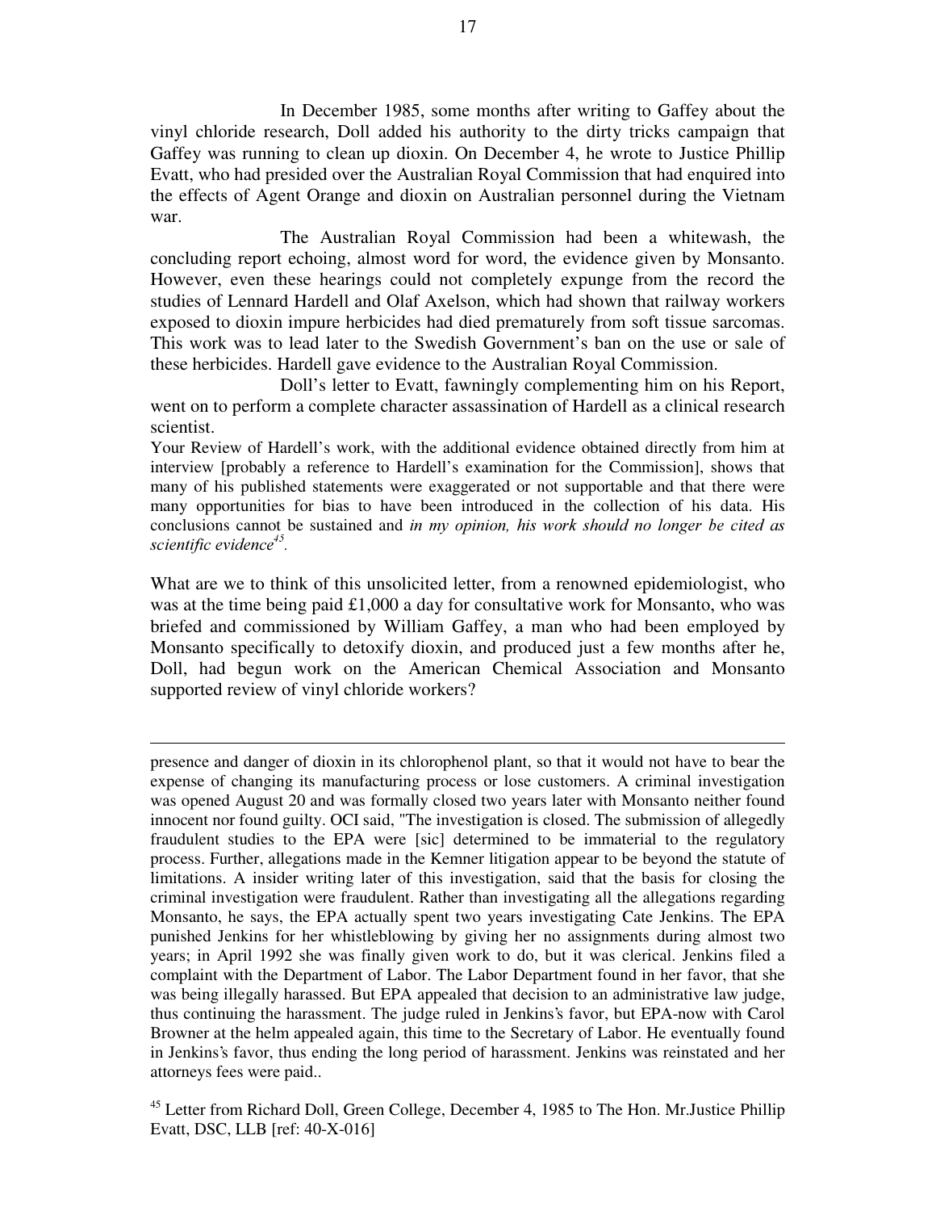In December 1985, some months after writing to Gaffey about the vinyl chloride research, Doll added his authority to the dirty tricks campaign that Gaffey was running to clean up dioxin. On December 4, he wrote to Justice Phillip Evatt, who had presided over the Australian Royal Commission that had enquired into the effects of Agent Orange and dioxin on Australian personnel during the Vietnam war.

The Australian Royal Commission had been a whitewash, the concluding report echoing, almost word for word, the evidence given by Monsanto. However, even these hearings could not completely expunge from the record the studies of Lennard Hardell and Olaf Axelson, which had shown that railway workers exposed to dioxin impure herbicides had died prematurely from soft tissue sarcomas. This work was to lead later to the Swedish Government's ban on the use or sale of these herbicides. Hardell gave evidence to the Australian Royal Commission.

Doll's letter to Evatt, fawningly complementing him on his Report, went on to perform a complete character assassination of Hardell as a clinical research scientist.

> Your Review of Hardell's work, with the additional evidence obtained directly from him at interview [probably a reference to Hardell's examination for the Commission], shows that many of his published statements were exaggerated or not supportable and that there were many opportunities for bias to have been introduced in the collection of his data. His conclusions cannot be sustained and *in my opinion, his work should no longer be cited as scientific evidence*[45].

What are we to think of this unsolicited letter, from a renowned epidemiologist, who was at the time being paid £1,000 a day for consultative work for Monsanto, who was briefed and commissioned by William Gaffey, a man who had been employed by Monsanto specifically to detoxify dioxin, and produced just a few months after he, Doll, had begun work on the American Chemical Association and Monsanto supported review of vinyl chloride workers?

---

presence and danger of dioxin in its chlorophenol plant, so that it would not have to bear the expense of changing its manufacturing process or lose customers. A criminal investigation was opened August 20 and was formally closed two years later with Monsanto neither found innocent nor found guilty. OCI said, "The investigation is closed. The submission of allegedly fraudulent studies to the EPA were [sic] determined to be immaterial to the regulatory process. Further, allegations made in the Kemner litigation appear to be beyond the statute of limitations. A insider writing later of this investigation, said that the basis for closing the criminal investigation were fraudulent. Rather than investigating all the allegations regarding Monsanto, he says, the EPA actually spent two years investigating Cate Jenkins. The EPA punished Jenkins for her whistleblowing by giving her no assignments during almost two years; in April 1992 she was finally given work to do, but it was clerical. Jenkins filed a complaint with the Department of Labor. The Labor Department found in her favor, that she was being illegally harassed. But EPA appealed that decision to an administrative law judge, thus continuing the harassment. The judge ruled in Jenkins's favor, but EPA-now with Carol Browner at the helm appealed again, this time to the Secretary of Labor. He eventually found in Jenkins's favor, thus ending the long period of harassment. Jenkins was reinstated and her attorneys fees were paid..

[45] Letter from Richard Doll, Green College, December 4, 1985 to The Hon. Mr.Justice Phillip Evatt, DSC, LLB [ref: 40-X-016]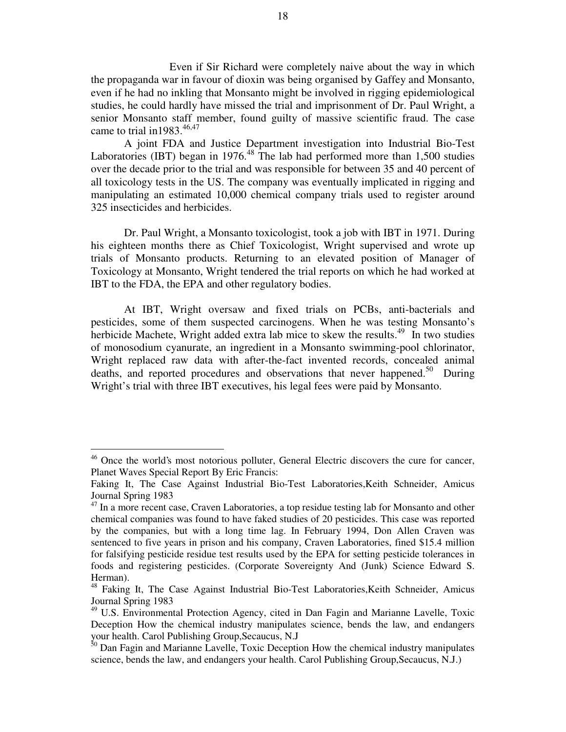Even if Sir Richard were completely naive about the way in which the propaganda war in favour of dioxin was being organised by Gaffey and Monsanto, even if he had no inkling that Monsanto might be involved in rigging epidemiological studies, he could hardly have missed the trial and imprisonment of Dr. Paul Wright, a senior Monsanto staff member, found guilty of massive scientific fraud. The case came to trial in1983.[46,47]

A joint FDA and Justice Department investigation into Industrial Bio-Test Laboratories (IBT) began in 1976.[48] The lab had performed more than 1,500 studies over the decade prior to the trial and was responsible for between 35 and 40 percent of all toxicology tests in the US. The company was eventually implicated in rigging and manipulating an estimated 10,000 chemical company trials used to register around 325 insecticides and herbicides.

Dr. Paul Wright, a Monsanto toxicologist, took a job with IBT in 1971. During his eighteen months there as Chief Toxicologist, Wright supervised and wrote up trials of Monsanto products. Returning to an elevated position of Manager of Toxicology at Monsanto, Wright tendered the trial reports on which he had worked at IBT to the FDA, the EPA and other regulatory bodies.

At IBT, Wright oversaw and fixed trials on PCBs, anti-bacterials and pesticides, some of them suspected carcinogens. When he was testing Monsanto's herbicide Machete, Wright added extra lab mice to skew the results.[49] In two studies of monosodium cyanurate, an ingredient in a Monsanto swimming-pool chlorinator, Wright replaced raw data with after-the-fact invented records, concealed animal deaths, and reported procedures and observations that never happened.[50] During Wright's trial with three IBT executives, his legal fees were paid by Monsanto.

---

[46] Once the world's most notorious polluter, General Electric discovers the cure for cancer, Planet Waves Special Report By Eric Francis:
Faking It, The Case Against Industrial Bio-Test Laboratories,Keith Schneider, Amicus Journal Spring 1983

[47] In a more recent case, Craven Laboratories, a top residue testing lab for Monsanto and other chemical companies was found to have faked studies of 20 pesticides. This case was reported by the companies, but with a long time lag. In February 1994, Don Allen Craven was sentenced to five years in prison and his company, Craven Laboratories, fined $15.4 million for falsifying pesticide residue test results used by the EPA for setting pesticide tolerances in foods and registering pesticides. (Corporate Sovereignty And (Junk) Science Edward S. Herman).

[48] Faking It, The Case Against Industrial Bio-Test Laboratories,Keith Schneider, Amicus Journal Spring 1983

[49] U.S. Environmental Protection Agency, cited in Dan Fagin and Marianne Lavelle, Toxic Deception How the chemical industry manipulates science, bends the law, and endangers your health. Carol Publishing Group,Secaucus, N.J

[50] Dan Fagin and Marianne Lavelle, Toxic Deception How the chemical industry manipulates science, bends the law, and endangers your health. Carol Publishing Group,Secaucus, N.J.)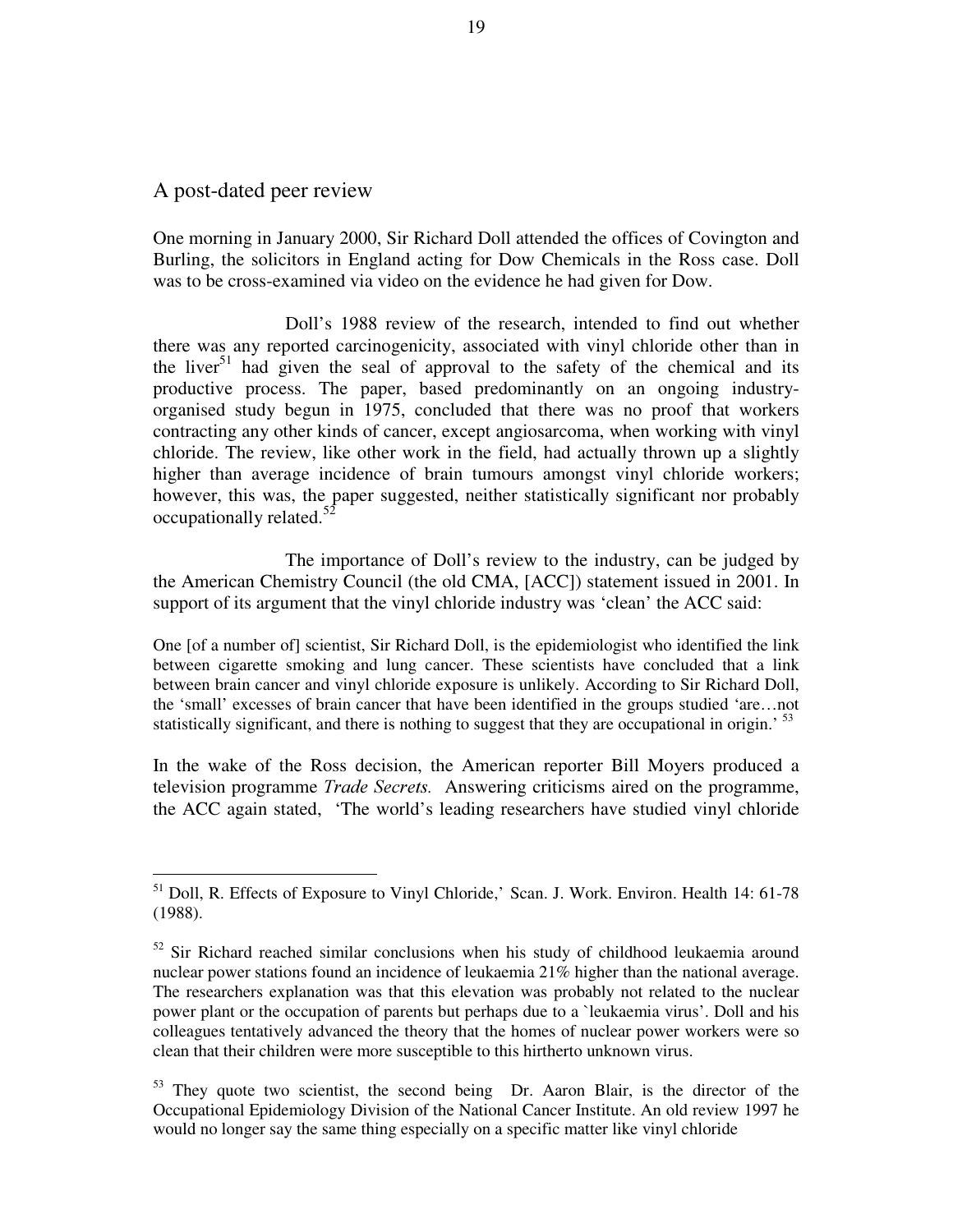## A post-dated peer review

One morning in January 2000, Sir Richard Doll attended the offices of Covington and Burling, the solicitors in England acting for Dow Chemicals in the Ross case. Doll was to be cross-examined via video on the evidence he had given for Dow.

Doll's 1988 review of the research, intended to find out whether there was any reported carcinogenicity, associated with vinyl chloride other than in the liver[51] had given the seal of approval to the safety of the chemical and its productive process. The paper, based predominantly on an ongoing industry-organised study begun in 1975, concluded that there was no proof that workers contracting any other kinds of cancer, except angiosarcoma, when working with vinyl chloride. The review, like other work in the field, had actually thrown up a slightly higher than average incidence of brain tumours amongst vinyl chloride workers; however, this was, the paper suggested, neither statistically significant nor probably occupationally related.[52]

The importance of Doll's review to the industry, can be judged by the American Chemistry Council (the old CMA, [ACC]) statement issued in 2001. In support of its argument that the vinyl chloride industry was 'clean' the ACC said:

> One [of a number of] scientist, Sir Richard Doll, is the epidemiologist who identified the link between cigarette smoking and lung cancer. These scientists have concluded that a link between brain cancer and vinyl chloride exposure is unlikely. According to Sir Richard Doll, the 'small' excesses of brain cancer that have been identified in the groups studied 'are…not statistically significant, and there is nothing to suggest that they are occupational in origin.' [53]

In the wake of the Ross decision, the American reporter Bill Moyers produced a television programme *Trade Secrets.* Answering criticisms aired on the programme, the ACC again stated, 'The world's leading researchers have studied vinyl chloride

---

[51] Doll, R. Effects of Exposure to Vinyl Chloride,' Scan. J. Work. Environ. Health 14: 61-78 (1988).

[52] Sir Richard reached similar conclusions when his study of childhood leukaemia around nuclear power stations found an incidence of leukaemia 21% higher than the national average. The researchers explanation was that this elevation was probably not related to the nuclear power plant or the occupation of parents but perhaps due to a `leukaemia virus'. Doll and his colleagues tentatively advanced the theory that the homes of nuclear power workers were so clean that their children were more susceptible to this hirtherto unknown virus.

[53] They quote two scientist, the second being Dr. Aaron Blair, is the director of the Occupational Epidemiology Division of the National Cancer Institute. An old review 1997 he would no longer say the same thing especially on a specific matter like vinyl chloride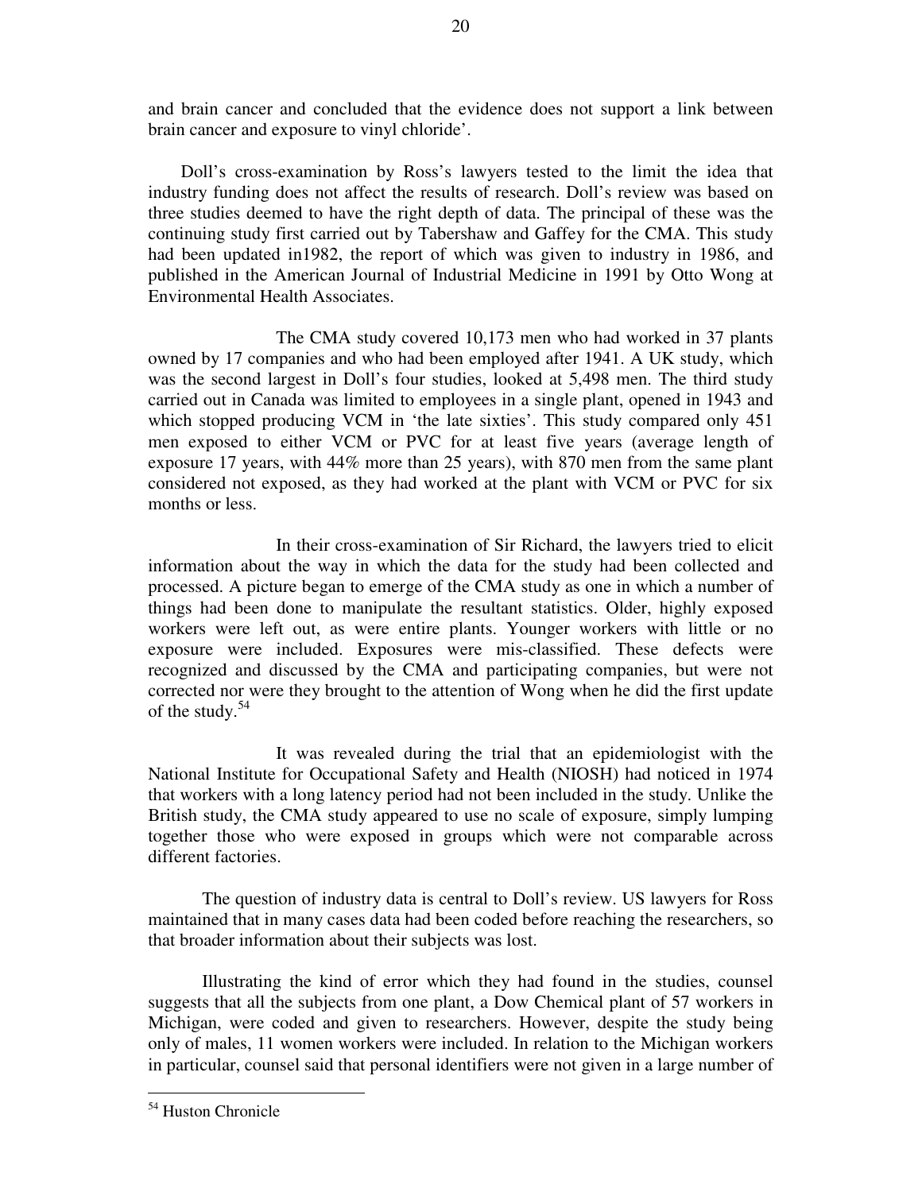and brain cancer and concluded that the evidence does not support a link between brain cancer and exposure to vinyl chloride'.

Doll's cross-examination by Ross's lawyers tested to the limit the idea that industry funding does not affect the results of research. Doll's review was based on three studies deemed to have the right depth of data. The principal of these was the continuing study first carried out by Tabershaw and Gaffey for the CMA. This study had been updated in1982, the report of which was given to industry in 1986, and published in the American Journal of Industrial Medicine in 1991 by Otto Wong at Environmental Health Associates.

The CMA study covered 10,173 men who had worked in 37 plants owned by 17 companies and who had been employed after 1941. A UK study, which was the second largest in Doll's four studies, looked at 5,498 men. The third study carried out in Canada was limited to employees in a single plant, opened in 1943 and which stopped producing VCM in 'the late sixties'. This study compared only 451 men exposed to either VCM or PVC for at least five years (average length of exposure 17 years, with 44% more than 25 years), with 870 men from the same plant considered not exposed, as they had worked at the plant with VCM or PVC for six months or less.

In their cross-examination of Sir Richard, the lawyers tried to elicit information about the way in which the data for the study had been collected and processed. A picture began to emerge of the CMA study as one in which a number of things had been done to manipulate the resultant statistics. Older, highly exposed workers were left out, as were entire plants. Younger workers with little or no exposure were included. Exposures were mis-classified. These defects were recognized and discussed by the CMA and participating companies, but were not corrected nor were they brought to the attention of Wong when he did the first update of the study.[54]

It was revealed during the trial that an epidemiologist with the National Institute for Occupational Safety and Health (NIOSH) had noticed in 1974 that workers with a long latency period had not been included in the study. Unlike the British study, the CMA study appeared to use no scale of exposure, simply lumping together those who were exposed in groups which were not comparable across different factories.

The question of industry data is central to Doll's review. US lawyers for Ross maintained that in many cases data had been coded before reaching the researchers, so that broader information about their subjects was lost.

Illustrating the kind of error which they had found in the studies, counsel suggests that all the subjects from one plant, a Dow Chemical plant of 57 workers in Michigan, were coded and given to researchers. However, despite the study being only of males, 11 women workers were included. In relation to the Michigan workers in particular, counsel said that personal identifiers were not given in a large number of

---

[54] Huston Chronicle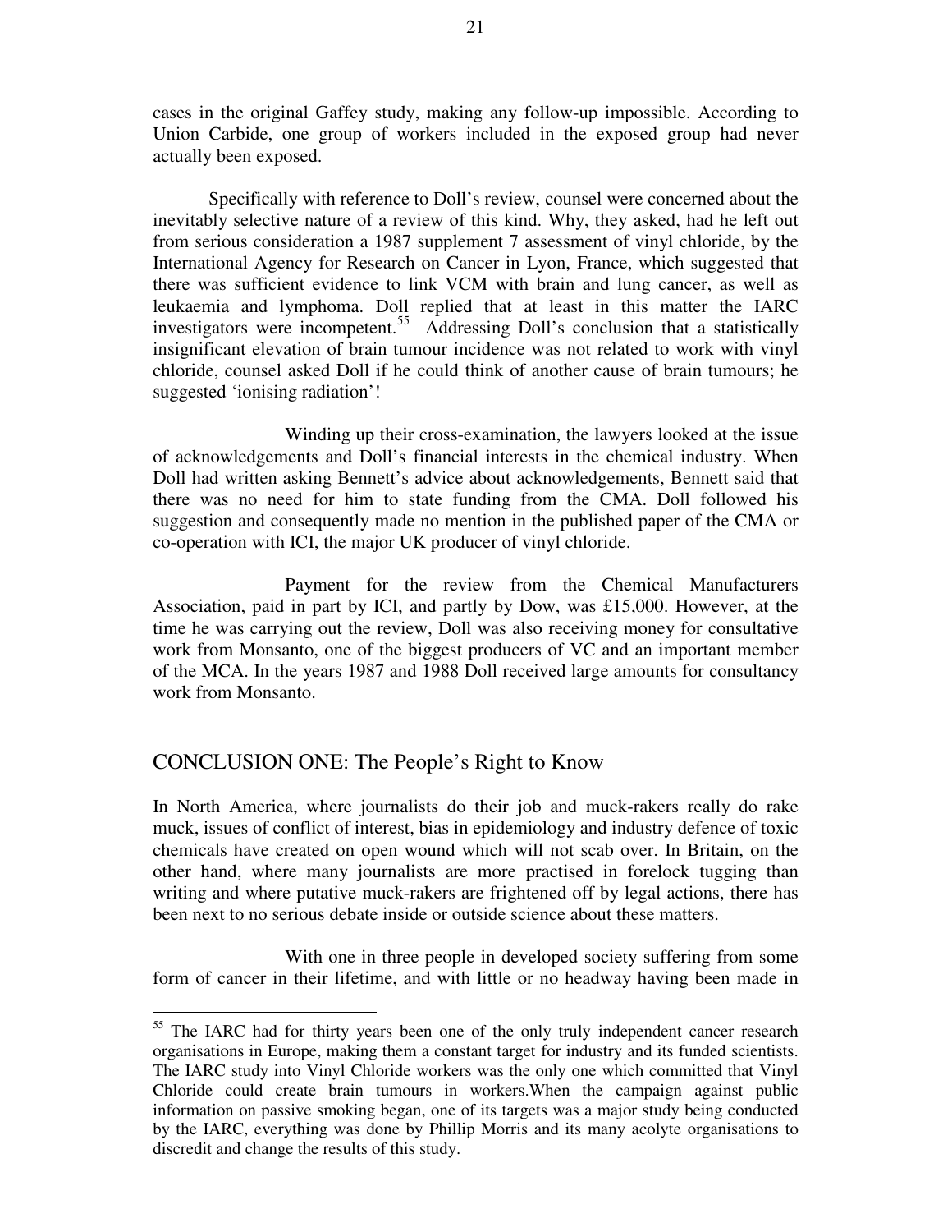cases in the original Gaffey study, making any follow-up impossible. According to Union Carbide, one group of workers included in the exposed group had never actually been exposed.

Specifically with reference to Doll's review, counsel were concerned about the inevitably selective nature of a review of this kind. Why, they asked, had he left out from serious consideration a 1987 supplement 7 assessment of vinyl chloride, by the International Agency for Research on Cancer in Lyon, France, which suggested that there was sufficient evidence to link VCM with brain and lung cancer, as well as leukaemia and lymphoma. Doll replied that at least in this matter the IARC investigators were incompetent.[55] Addressing Doll's conclusion that a statistically insignificant elevation of brain tumour incidence was not related to work with vinyl chloride, counsel asked Doll if he could think of another cause of brain tumours; he suggested 'ionising radiation'!

Winding up their cross-examination, the lawyers looked at the issue of acknowledgements and Doll's financial interests in the chemical industry. When Doll had written asking Bennett's advice about acknowledgements, Bennett said that there was no need for him to state funding from the CMA. Doll followed his suggestion and consequently made no mention in the published paper of the CMA or co-operation with ICI, the major UK producer of vinyl chloride.

Payment for the review from the Chemical Manufacturers Association, paid in part by ICI, and partly by Dow, was £15,000. However, at the time he was carrying out the review, Doll was also receiving money for consultative work from Monsanto, one of the biggest producers of VC and an important member of the MCA. In the years 1987 and 1988 Doll received large amounts for consultancy work from Monsanto.

## CONCLUSION ONE: The People's Right to Know

In North America, where journalists do their job and muck-rakers really do rake muck, issues of conflict of interest, bias in epidemiology and industry defence of toxic chemicals have created on open wound which will not scab over. In Britain, on the other hand, where many journalists are more practised in forelock tugging than writing and where putative muck-rakers are frightened off by legal actions, there has been next to no serious debate inside or outside science about these matters.

With one in three people in developed society suffering from some form of cancer in their lifetime, and with little or no headway having been made in

---

[55] The IARC had for thirty years been one of the only truly independent cancer research organisations in Europe, making them a constant target for industry and its funded scientists. The IARC study into Vinyl Chloride workers was the only one which committed that Vinyl Chloride could create brain tumours in workers.When the campaign against public information on passive smoking began, one of its targets was a major study being conducted by the IARC, everything was done by Phillip Morris and its many acolyte organisations to discredit and change the results of this study.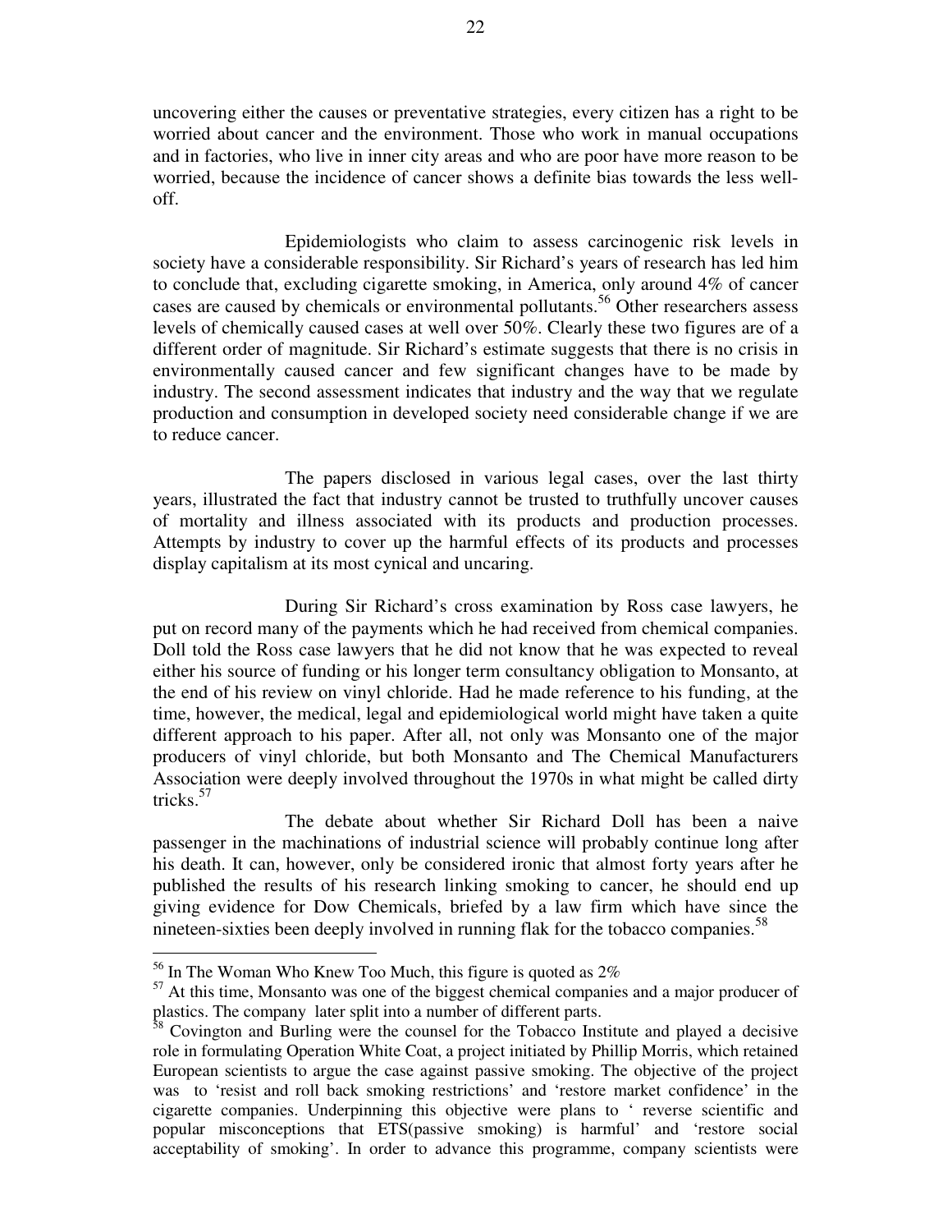uncovering either the causes or preventative strategies, every citizen has a right to be worried about cancer and the environment. Those who work in manual occupations and in factories, who live in inner city areas and who are poor have more reason to be worried, because the incidence of cancer shows a definite bias towards the less well-off.

Epidemiologists who claim to assess carcinogenic risk levels in society have a considerable responsibility. Sir Richard's years of research has led him to conclude that, excluding cigarette smoking, in America, only around 4% of cancer cases are caused by chemicals or environmental pollutants.[56] Other researchers assess levels of chemically caused cases at well over 50%. Clearly these two figures are of a different order of magnitude. Sir Richard's estimate suggests that there is no crisis in environmentally caused cancer and few significant changes have to be made by industry. The second assessment indicates that industry and the way that we regulate production and consumption in developed society need considerable change if we are to reduce cancer.

The papers disclosed in various legal cases, over the last thirty years, illustrated the fact that industry cannot be trusted to truthfully uncover causes of mortality and illness associated with its products and production processes. Attempts by industry to cover up the harmful effects of its products and processes display capitalism at its most cynical and uncaring.

During Sir Richard's cross examination by Ross case lawyers, he put on record many of the payments which he had received from chemical companies. Doll told the Ross case lawyers that he did not know that he was expected to reveal either his source of funding or his longer term consultancy obligation to Monsanto, at the end of his review on vinyl chloride. Had he made reference to his funding, at the time, however, the medical, legal and epidemiological world might have taken a quite different approach to his paper. After all, not only was Monsanto one of the major producers of vinyl chloride, but both Monsanto and The Chemical Manufacturers Association were deeply involved throughout the 1970s in what might be called dirty tricks.[57]

The debate about whether Sir Richard Doll has been a naive passenger in the machinations of industrial science will probably continue long after his death. It can, however, only be considered ironic that almost forty years after he published the results of his research linking smoking to cancer, he should end up giving evidence for Dow Chemicals, briefed by a law firm which have since the nineteen-sixties been deeply involved in running flak for the tobacco companies.[58]

---

[56] In The Woman Who Knew Too Much, this figure is quoted as 2%

[57] At this time, Monsanto was one of the biggest chemical companies and a major producer of plastics. The company later split into a number of different parts.

[58] Covington and Burling were the counsel for the Tobacco Institute and played a decisive role in formulating Operation White Coat, a project initiated by Phillip Morris, which retained European scientists to argue the case against passive smoking. The objective of the project was to 'resist and roll back smoking restrictions' and 'restore market confidence' in the cigarette companies. Underpinning this objective were plans to ' reverse scientific and popular misconceptions that ETS(passive smoking) is harmful' and 'restore social acceptability of smoking'. In order to advance this programme, company scientists were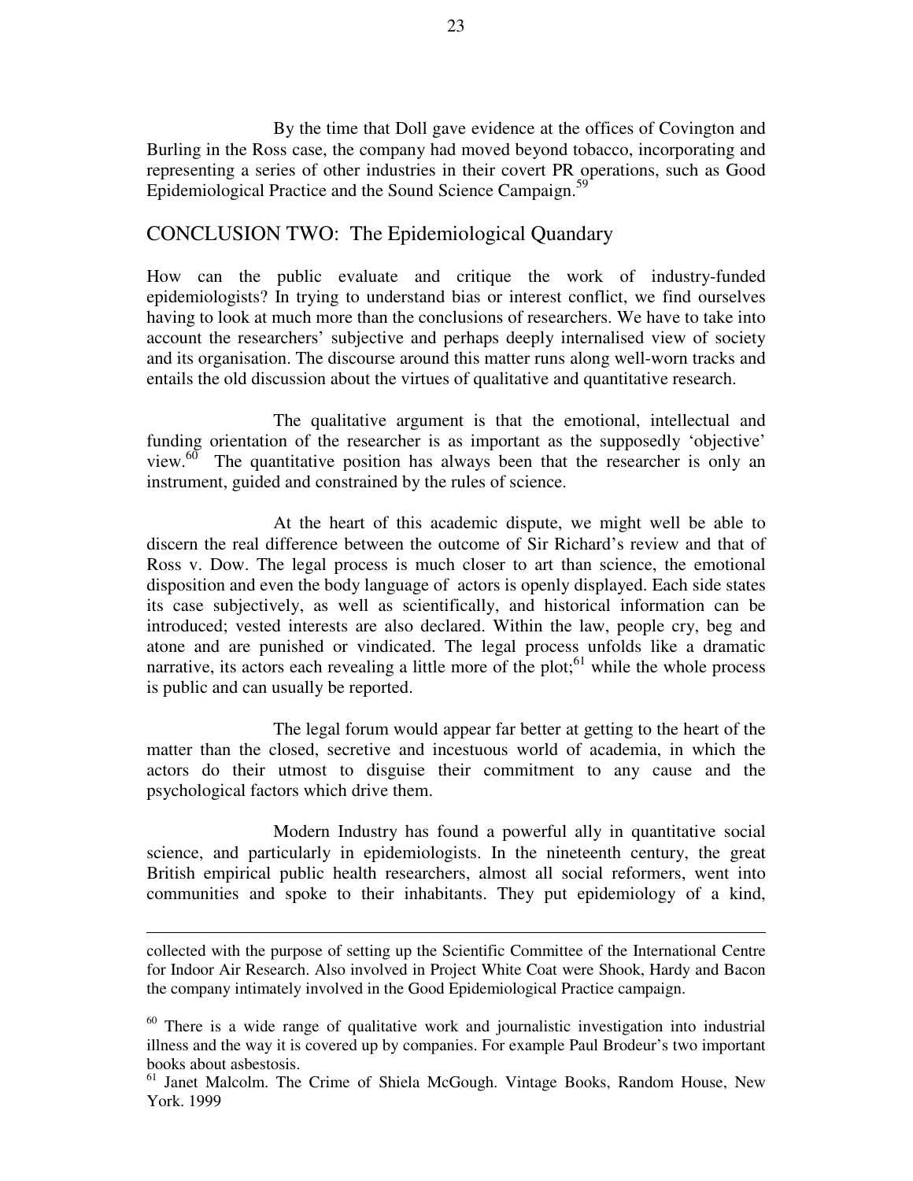By the time that Doll gave evidence at the offices of Covington and Burling in the Ross case, the company had moved beyond tobacco, incorporating and representing a series of other industries in their covert PR operations, such as Good Epidemiological Practice and the Sound Science Campaign.[59]

## CONCLUSION TWO: The Epidemiological Quandary

How can the public evaluate and critique the work of industry-funded epidemiologists? In trying to understand bias or interest conflict, we find ourselves having to look at much more than the conclusions of researchers. We have to take into account the researchers' subjective and perhaps deeply internalised view of society and its organisation. The discourse around this matter runs along well-worn tracks and entails the old discussion about the virtues of qualitative and quantitative research.

The qualitative argument is that the emotional, intellectual and funding orientation of the researcher is as important as the supposedly 'objective' view.[60] The quantitative position has always been that the researcher is only an instrument, guided and constrained by the rules of science.

At the heart of this academic dispute, we might well be able to discern the real difference between the outcome of Sir Richard's review and that of Ross v. Dow. The legal process is much closer to art than science, the emotional disposition and even the body language of actors is openly displayed. Each side states its case subjectively, as well as scientifically, and historical information can be introduced; vested interests are also declared. Within the law, people cry, beg and atone and are punished or vindicated. The legal process unfolds like a dramatic narrative, its actors each revealing a little more of the plot;[61] while the whole process is public and can usually be reported.

The legal forum would appear far better at getting to the heart of the matter than the closed, secretive and incestuous world of academia, in which the actors do their utmost to disguise their commitment to any cause and the psychological factors which drive them.

Modern Industry has found a powerful ally in quantitative social science, and particularly in epidemiologists. In the nineteenth century, the great British empirical public health researchers, almost all social reformers, went into communities and spoke to their inhabitants. They put epidemiology of a kind,

---

collected with the purpose of setting up the Scientific Committee of the International Centre for Indoor Air Research. Also involved in Project White Coat were Shook, Hardy and Bacon the company intimately involved in the Good Epidemiological Practice campaign.

[60] There is a wide range of qualitative work and journalistic investigation into industrial illness and the way it is covered up by companies. For example Paul Brodeur's two important books about asbestosis.

[61] Janet Malcolm. The Crime of Shiela McGough. Vintage Books, Random House, New York. 1999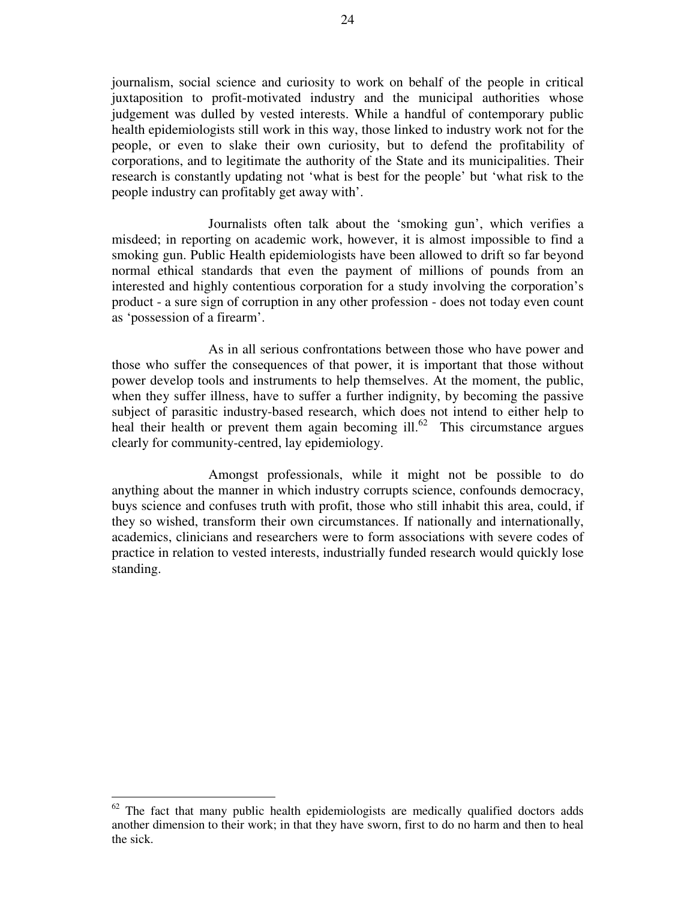journalism, social science and curiosity to work on behalf of the people in critical juxtaposition to profit-motivated industry and the municipal authorities whose judgement was dulled by vested interests. While a handful of contemporary public health epidemiologists still work in this way, those linked to industry work not for the people, or even to slake their own curiosity, but to defend the profitability of corporations, and to legitimate the authority of the State and its municipalities. Their research is constantly updating not 'what is best for the people' but 'what risk to the people industry can profitably get away with'.

Journalists often talk about the 'smoking gun', which verifies a misdeed; in reporting on academic work, however, it is almost impossible to find a smoking gun. Public Health epidemiologists have been allowed to drift so far beyond normal ethical standards that even the payment of millions of pounds from an interested and highly contentious corporation for a study involving the corporation's product - a sure sign of corruption in any other profession - does not today even count as 'possession of a firearm'.

As in all serious confrontations between those who have power and those who suffer the consequences of that power, it is important that those without power develop tools and instruments to help themselves. At the moment, the public, when they suffer illness, have to suffer a further indignity, by becoming the passive subject of parasitic industry-based research, which does not intend to either help to heal their health or prevent them again becoming ill.[62] This circumstance argues clearly for community-centred, lay epidemiology.

Amongst professionals, while it might not be possible to do anything about the manner in which industry corrupts science, confounds democracy, buys science and confuses truth with profit, those who still inhabit this area, could, if they so wished, transform their own circumstances. If nationally and internationally, academics, clinicians and researchers were to form associations with severe codes of practice in relation to vested interests, industrially funded research would quickly lose standing.

---

[62] The fact that many public health epidemiologists are medically qualified doctors adds another dimension to their work; in that they have sworn, first to do no harm and then to heal the sick.